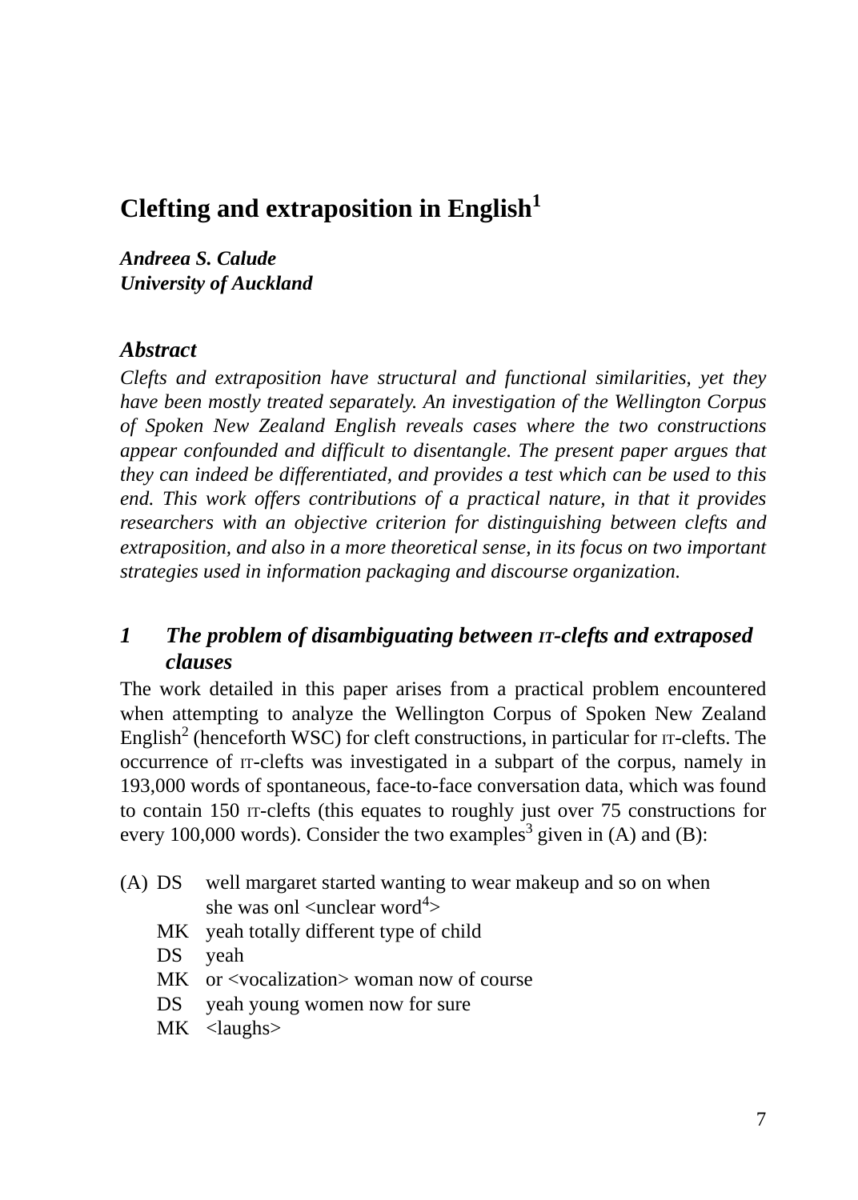# Clefting and extraposition in English[1]

***Andreea S. Calude***
***University of Auckland***

### *Abstract*

*Clefts and extraposition have structural and functional similarities, yet they have been mostly treated separately. An investigation of the Wellington Corpus of Spoken New Zealand English reveals cases where the two constructions appear confounded and difficult to disentangle. The present paper argues that they can indeed be differentiated, and provides a test which can be used to this end. This work offers contributions of a practical nature, in that it provides researchers with an objective criterion for distinguishing between clefts and extraposition, and also in a more theoretical sense, in its focus on two important strategies used in information packaging and discourse organization.*

## *1 The problem of disambiguating between IT-clefts and extraposed clauses*

The work detailed in this paper arises from a practical problem encountered when attempting to analyze the Wellington Corpus of Spoken New Zealand English[2] (henceforth WSC) for cleft constructions, in particular for IT-clefts. The occurrence of IT-clefts was investigated in a subpart of the corpus, namely in 193,000 words of spontaneous, face-to-face conversation data, which was found to contain 150 IT-clefts (this equates to roughly just over 75 constructions for every 100,000 words). Consider the two examples[3] given in (A) and (B):

(A) DS well margaret started wanting to wear makeup and so on when she was onl <unclear word[4]>
MK yeah totally different type of child
DS yeah
MK or <vocalization> woman now of course
DS yeah young women now for sure
MK <laughs>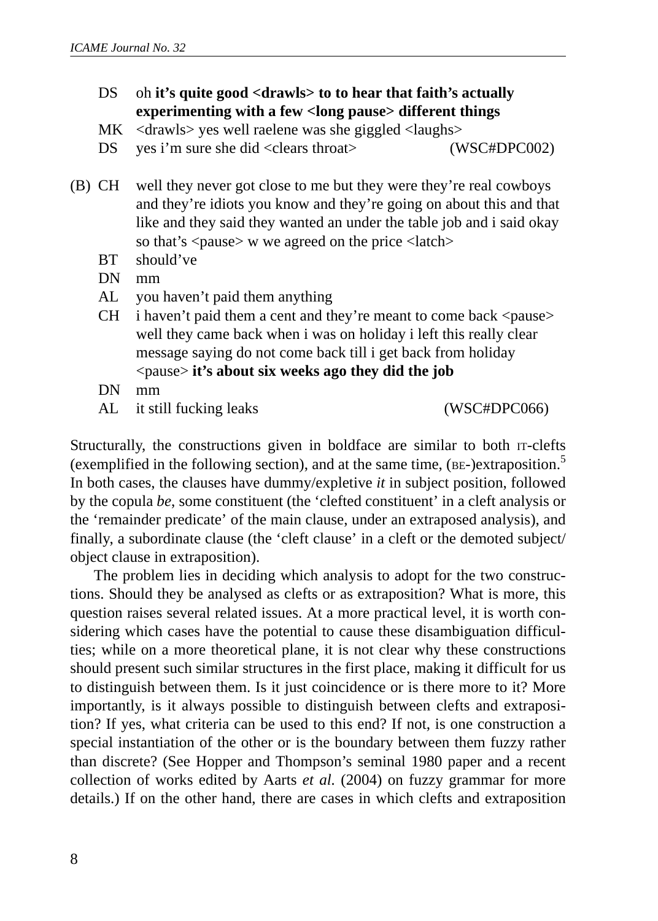DS oh **it's quite good <drawls> to to hear that faith's actually experimenting with a few <long pause> different things**

MK <drawls> yes well raelene was she giggled <laughs>

DS yes i'm sure she did <clears throat> (WSC#DPC002)

(B) CH well they never got close to me but they were they're real cowboys and they're idiots you know and they're going on about this and that like and they said they wanted an under the table job and i said okay so that's <pause> w we agreed on the price <latch>

BT should've

DN mm

AL you haven't paid them anything

CH i haven't paid them a cent and they're meant to come back <pause> well they came back when i was on holiday i left this really clear message saying do not come back till i get back from holiday <pause> **it's about six weeks ago they did the job**

DN mm

AL it still fucking leaks (WSC#DPC066)

Structurally, the constructions given in boldface are similar to both IT-clefts (exemplified in the following section), and at the same time, (BE-)extraposition.[5] In both cases, the clauses have dummy/expletive *it* in subject position, followed by the copula *be*, some constituent (the 'clefted constituent' in a cleft analysis or the 'remainder predicate' of the main clause, under an extraposed analysis), and finally, a subordinate clause (the 'cleft clause' in a cleft or the demoted subject/object clause in extraposition).

The problem lies in deciding which analysis to adopt for the two constructions. Should they be analysed as clefts or as extraposition? What is more, this question raises several related issues. At a more practical level, it is worth considering which cases have the potential to cause these disambiguation difficulties; while on a more theoretical plane, it is not clear why these constructions should present such similar structures in the first place, making it difficult for us to distinguish between them. Is it just coincidence or is there more to it? More importantly, is it always possible to distinguish between clefts and extraposition? If yes, what criteria can be used to this end? If not, is one construction a special instantiation of the other or is the boundary between them fuzzy rather than discrete? (See Hopper and Thompson's seminal 1980 paper and a recent collection of works edited by Aarts *et al*. (2004) on fuzzy grammar for more details.) If on the other hand, there are cases in which clefts and extraposition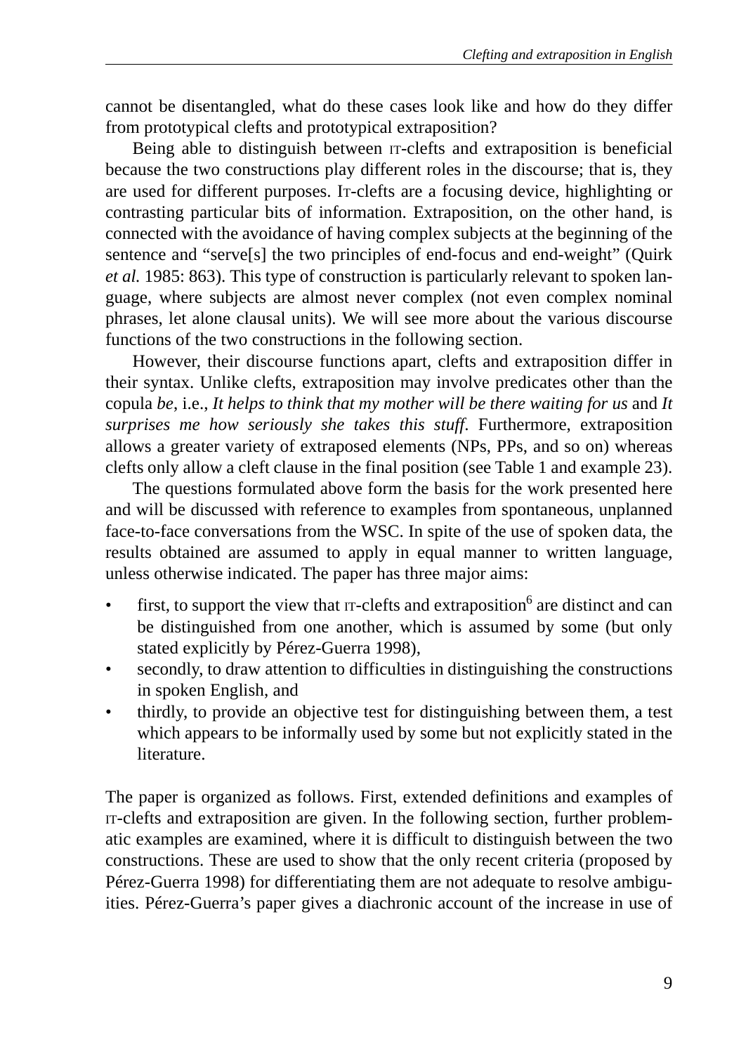cannot be disentangled, what do these cases look like and how do they differ from prototypical clefts and prototypical extraposition?

Being able to distinguish between IT-clefts and extraposition is beneficial because the two constructions play different roles in the discourse; that is, they are used for different purposes. IT-clefts are a focusing device, highlighting or contrasting particular bits of information. Extraposition, on the other hand, is connected with the avoidance of having complex subjects at the beginning of the sentence and "serve[s] the two principles of end-focus and end-weight" (Quirk *et al.* 1985: 863). This type of construction is particularly relevant to spoken language, where subjects are almost never complex (not even complex nominal phrases, let alone clausal units). We will see more about the various discourse functions of the two constructions in the following section.

However, their discourse functions apart, clefts and extraposition differ in their syntax. Unlike clefts, extraposition may involve predicates other than the copula *be*, i.e., *It helps to think that my mother will be there waiting for us* and *It surprises me how seriously she takes this stuff*. Furthermore, extraposition allows a greater variety of extraposed elements (NPs, PPs, and so on) whereas clefts only allow a cleft clause in the final position (see Table 1 and example 23).

The questions formulated above form the basis for the work presented here and will be discussed with reference to examples from spontaneous, unplanned face-to-face conversations from the WSC. In spite of the use of spoken data, the results obtained are assumed to apply in equal manner to written language, unless otherwise indicated. The paper has three major aims:

- first, to support the view that IT-clefts and extraposition[6] are distinct and can be distinguished from one another, which is assumed by some (but only stated explicitly by Pérez-Guerra 1998),
- secondly, to draw attention to difficulties in distinguishing the constructions in spoken English, and
- thirdly, to provide an objective test for distinguishing between them, a test which appears to be informally used by some but not explicitly stated in the literature.

The paper is organized as follows. First, extended definitions and examples of IT-clefts and extraposition are given. In the following section, further problematic examples are examined, where it is difficult to distinguish between the two constructions. These are used to show that the only recent criteria (proposed by Pérez-Guerra 1998) for differentiating them are not adequate to resolve ambiguities. Pérez-Guerra's paper gives a diachronic account of the increase in use of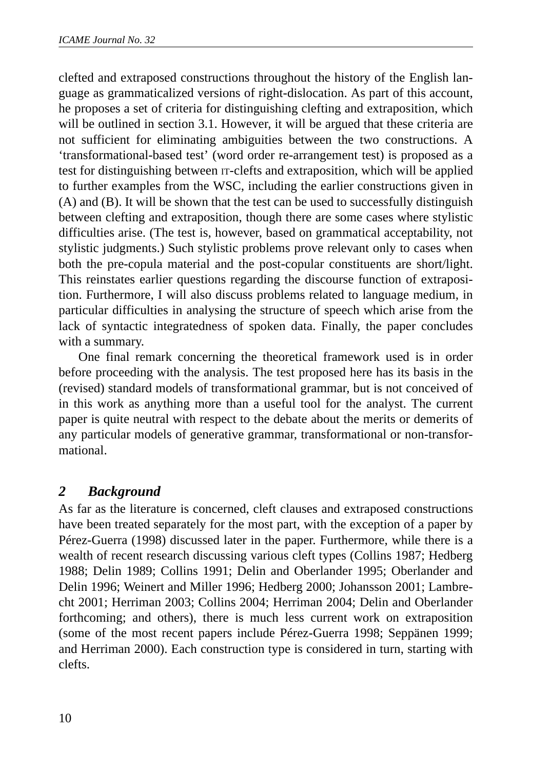clefted and extraposed constructions throughout the history of the English language as grammaticalized versions of right-dislocation. As part of this account, he proposes a set of criteria for distinguishing clefting and extraposition, which will be outlined in section 3.1. However, it will be argued that these criteria are not sufficient for eliminating ambiguities between the two constructions. A 'transformational-based test' (word order re-arrangement test) is proposed as a test for distinguishing between IT-clefts and extraposition, which will be applied to further examples from the WSC, including the earlier constructions given in (A) and (B). It will be shown that the test can be used to successfully distinguish between clefting and extraposition, though there are some cases where stylistic difficulties arise. (The test is, however, based on grammatical acceptability, not stylistic judgments.) Such stylistic problems prove relevant only to cases when both the pre-copula material and the post-copular constituents are short/light. This reinstates earlier questions regarding the discourse function of extraposition. Furthermore, I will also discuss problems related to language medium, in particular difficulties in analysing the structure of speech which arise from the lack of syntactic integratedness of spoken data. Finally, the paper concludes with a summary.

One final remark concerning the theoretical framework used is in order before proceeding with the analysis. The test proposed here has its basis in the (revised) standard models of transformational grammar, but is not conceived of in this work as anything more than a useful tool for the analyst. The current paper is quite neutral with respect to the debate about the merits or demerits of any particular models of generative grammar, transformational or non-transformational.

## *2 Background*

As far as the literature is concerned, cleft clauses and extraposed constructions have been treated separately for the most part, with the exception of a paper by Pérez-Guerra (1998) discussed later in the paper. Furthermore, while there is a wealth of recent research discussing various cleft types (Collins 1987; Hedberg 1988; Delin 1989; Collins 1991; Delin and Oberlander 1995; Oberlander and Delin 1996; Weinert and Miller 1996; Hedberg 2000; Johansson 2001; Lambrecht 2001; Herriman 2003; Collins 2004; Herriman 2004; Delin and Oberlander forthcoming; and others), there is much less current work on extraposition (some of the most recent papers include Pérez-Guerra 1998; Seppänen 1999; and Herriman 2000). Each construction type is considered in turn, starting with clefts.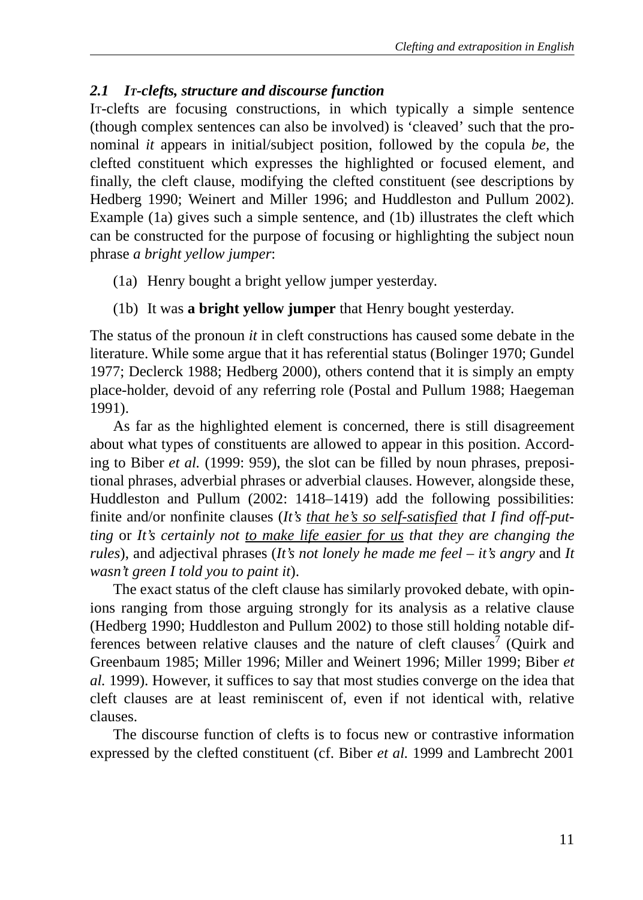### 2.1 *It-clefts, structure and discourse function*

It-clefts are focusing constructions, in which typically a simple sentence (though complex sentences can also be involved) is 'cleaved' such that the pronominal *it* appears in initial/subject position, followed by the copula *be*, the clefted constituent which expresses the highlighted or focused element, and finally, the cleft clause, modifying the clefted constituent (see descriptions by Hedberg 1990; Weinert and Miller 1996; and Huddleston and Pullum 2002). Example (1a) gives such a simple sentence, and (1b) illustrates the cleft which can be constructed for the purpose of focusing or highlighting the subject noun phrase *a bright yellow jumper*:

(1a) Henry bought a bright yellow jumper yesterday.

(1b) It was **a bright yellow jumper** that Henry bought yesterday.

The status of the pronoun *it* in cleft constructions has caused some debate in the literature. While some argue that it has referential status (Bolinger 1970; Gundel 1977; Declerck 1988; Hedberg 2000), others contend that it is simply an empty place-holder, devoid of any referring role (Postal and Pullum 1988; Haegeman 1991).

As far as the highlighted element is concerned, there is still disagreement about what types of constituents are allowed to appear in this position. According to Biber *et al.* (1999: 959), the slot can be filled by noun phrases, prepositional phrases, adverbial phrases or adverbial clauses. However, alongside these, Huddleston and Pullum (2002: 1418–1419) add the following possibilities: finite and/or nonfinite clauses (*It's <u>that he's so self-satisfied</u> that I find off-putting* or *It's certainly not <u>to make life easier for us</u> that they are changing the rules*), and adjectival phrases (*It's not lonely he made me feel – it's angry* and *It wasn't green I told you to paint it*).

The exact status of the cleft clause has similarly provoked debate, with opinions ranging from those arguing strongly for its analysis as a relative clause (Hedberg 1990; Huddleston and Pullum 2002) to those still holding notable differences between relative clauses and the nature of cleft clauses[7] (Quirk and Greenbaum 1985; Miller 1996; Miller and Weinert 1996; Miller 1999; Biber *et al.* 1999). However, it suffices to say that most studies converge on the idea that cleft clauses are at least reminiscent of, even if not identical with, relative clauses.

The discourse function of clefts is to focus new or contrastive information expressed by the clefted constituent (cf. Biber *et al.* 1999 and Lambrecht 2001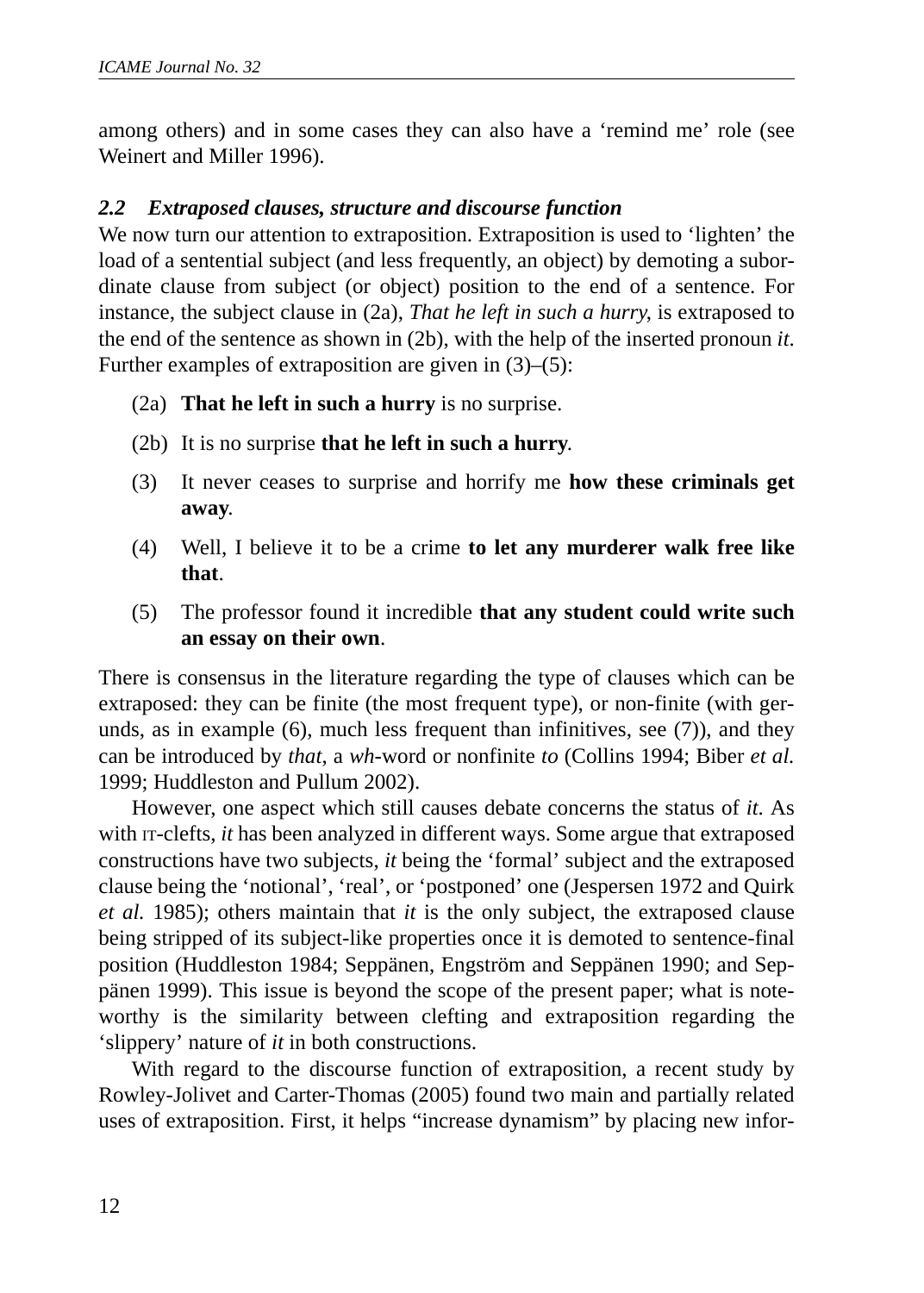among others) and in some cases they can also have a 'remind me' role (see Weinert and Miller 1996).

### *2.2 Extraposed clauses, structure and discourse function*

We now turn our attention to extraposition. Extraposition is used to 'lighten' the load of a sentential subject (and less frequently, an object) by demoting a subordinate clause from subject (or object) position to the end of a sentence. For instance, the subject clause in (2a), *That he left in such a hurry*, is extraposed to the end of the sentence as shown in (2b), with the help of the inserted pronoun *it*. Further examples of extraposition are given in (3)–(5):

(2a) **That he left in such a hurry** is no surprise.

(2b) It is no surprise **that he left in such a hurry**.

(3) It never ceases to surprise and horrify me **how these criminals get away**.

(4) Well, I believe it to be a crime **to let any murderer walk free like that**.

(5) The professor found it incredible **that any student could write such an essay on their own**.

There is consensus in the literature regarding the type of clauses which can be extraposed: they can be finite (the most frequent type), or non-finite (with gerunds, as in example (6), much less frequent than infinitives, see (7)), and they can be introduced by *that*, a *wh*-word or nonfinite *to* (Collins 1994; Biber *et al.* 1999; Huddleston and Pullum 2002).

However, one aspect which still causes debate concerns the status of *it*. As with IT-clefts, *it* has been analyzed in different ways. Some argue that extraposed constructions have two subjects, *it* being the 'formal' subject and the extraposed clause being the 'notional', 'real', or 'postponed' one (Jespersen 1972 and Quirk *et al.* 1985); others maintain that *it* is the only subject, the extraposed clause being stripped of its subject-like properties once it is demoted to sentence-final position (Huddleston 1984; Seppänen, Engström and Seppänen 1990; and Seppänen 1999). This issue is beyond the scope of the present paper; what is noteworthy is the similarity between clefting and extraposition regarding the 'slippery' nature of *it* in both constructions.

With regard to the discourse function of extraposition, a recent study by Rowley-Jolivet and Carter-Thomas (2005) found two main and partially related uses of extraposition. First, it helps "increase dynamism" by placing new infor-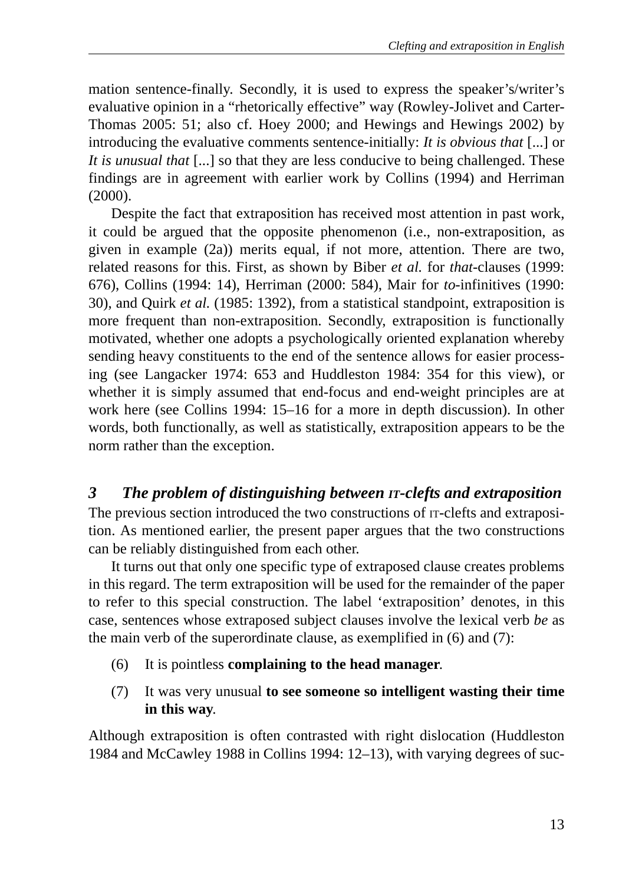mation sentence-finally. Secondly, it is used to express the speaker's/writer's evaluative opinion in a "rhetorically effective" way (Rowley-Jolivet and Carter-Thomas 2005: 51; also cf. Hoey 2000; and Hewings and Hewings 2002) by introducing the evaluative comments sentence-initially: *It is obvious that* [...] or *It is unusual that* [...] so that they are less conducive to being challenged. These findings are in agreement with earlier work by Collins (1994) and Herriman (2000).

Despite the fact that extraposition has received most attention in past work, it could be argued that the opposite phenomenon (i.e., non-extraposition, as given in example (2a)) merits equal, if not more, attention. There are two, related reasons for this. First, as shown by Biber *et al.* for *that*-clauses (1999: 676), Collins (1994: 14), Herriman (2000: 584), Mair for *to*-infinitives (1990: 30), and Quirk *et al.* (1985: 1392), from a statistical standpoint, extraposition is more frequent than non-extraposition. Secondly, extraposition is functionally motivated, whether one adopts a psychologically oriented explanation whereby sending heavy constituents to the end of the sentence allows for easier processing (see Langacker 1974: 653 and Huddleston 1984: 354 for this view), or whether it is simply assumed that end-focus and end-weight principles are at work here (see Collins 1994: 15–16 for a more in depth discussion). In other words, both functionally, as well as statistically, extraposition appears to be the norm rather than the exception.

## *3 The problem of distinguishing between IT-clefts and extraposition*

The previous section introduced the two constructions of IT-clefts and extraposition. As mentioned earlier, the present paper argues that the two constructions can be reliably distinguished from each other.

It turns out that only one specific type of extraposed clause creates problems in this regard. The term extraposition will be used for the remainder of the paper to refer to this special construction. The label 'extraposition' denotes, in this case, sentences whose extraposed subject clauses involve the lexical verb *be* as the main verb of the superordinate clause, as exemplified in (6) and (7):

(6) It is pointless **complaining to the head manager**.

(7) It was very unusual **to see someone so intelligent wasting their time in this way**.

Although extraposition is often contrasted with right dislocation (Huddleston 1984 and McCawley 1988 in Collins 1994: 12–13), with varying degrees of suc-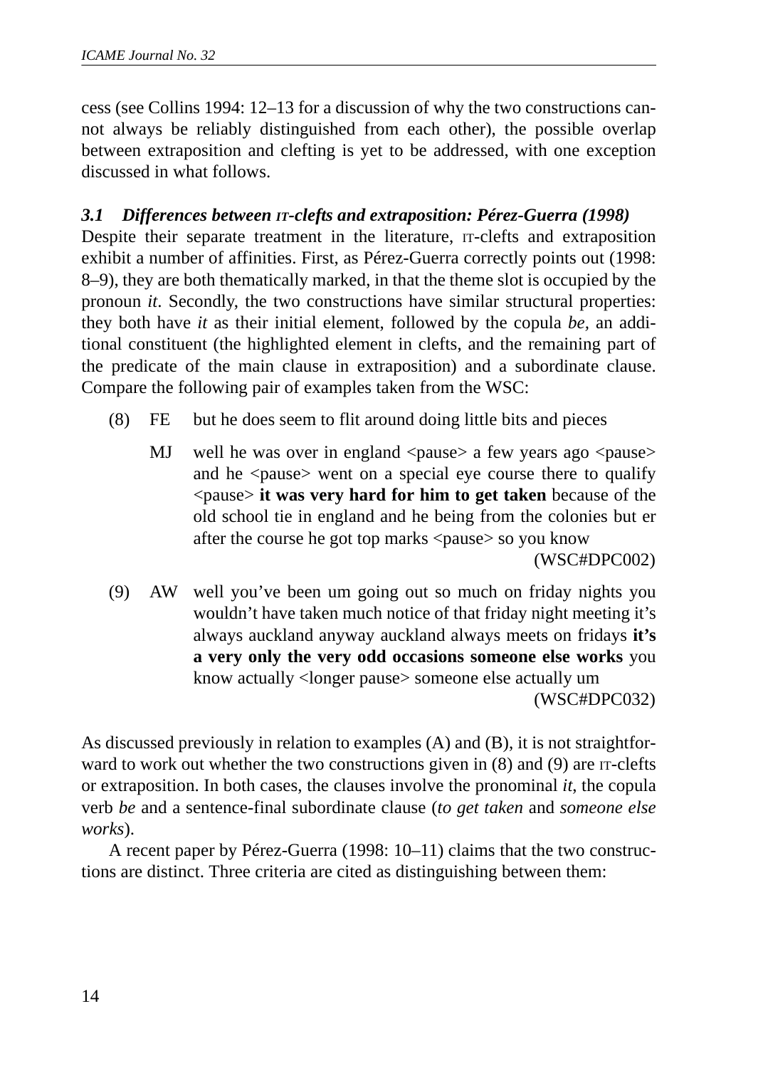cess (see Collins 1994: 12–13 for a discussion of why the two constructions cannot always be reliably distinguished from each other), the possible overlap between extraposition and clefting is yet to be addressed, with one exception discussed in what follows.

### *3.1 Differences between IT-clefts and extraposition: Pérez-Guerra (1998)*

Despite their separate treatment in the literature, IT-clefts and extraposition exhibit a number of affinities. First, as Pérez-Guerra correctly points out (1998: 8–9), they are both thematically marked, in that the theme slot is occupied by the pronoun *it*. Secondly, the two constructions have similar structural properties: they both have *it* as their initial element, followed by the copula *be*, an additional constituent (the highlighted element in clefts, and the remaining part of the predicate of the main clause in extraposition) and a subordinate clause. Compare the following pair of examples taken from the WSC:

(8) FE but he does seem to flit around doing little bits and pieces

MJ well he was over in england <pause> a few years ago <pause> and he <pause> went on a special eye course there to qualify <pause> **it was very hard for him to get taken** because of the old school tie in england and he being from the colonies but er after the course he got top marks <pause> so you know (WSC#DPC002)

(9) AW well you've been um going out so much on friday nights you wouldn't have taken much notice of that friday night meeting it's always auckland anyway auckland always meets on fridays **it's a very only the very odd occasions someone else works** you know actually <longer pause> someone else actually um (WSC#DPC032)

As discussed previously in relation to examples (A) and (B), it is not straightforward to work out whether the two constructions given in (8) and (9) are IT-clefts or extraposition. In both cases, the clauses involve the pronominal *it*, the copula verb *be* and a sentence-final subordinate clause (*to get taken* and *someone else works*).

A recent paper by Pérez-Guerra (1998: 10–11) claims that the two constructions are distinct. Three criteria are cited as distinguishing between them: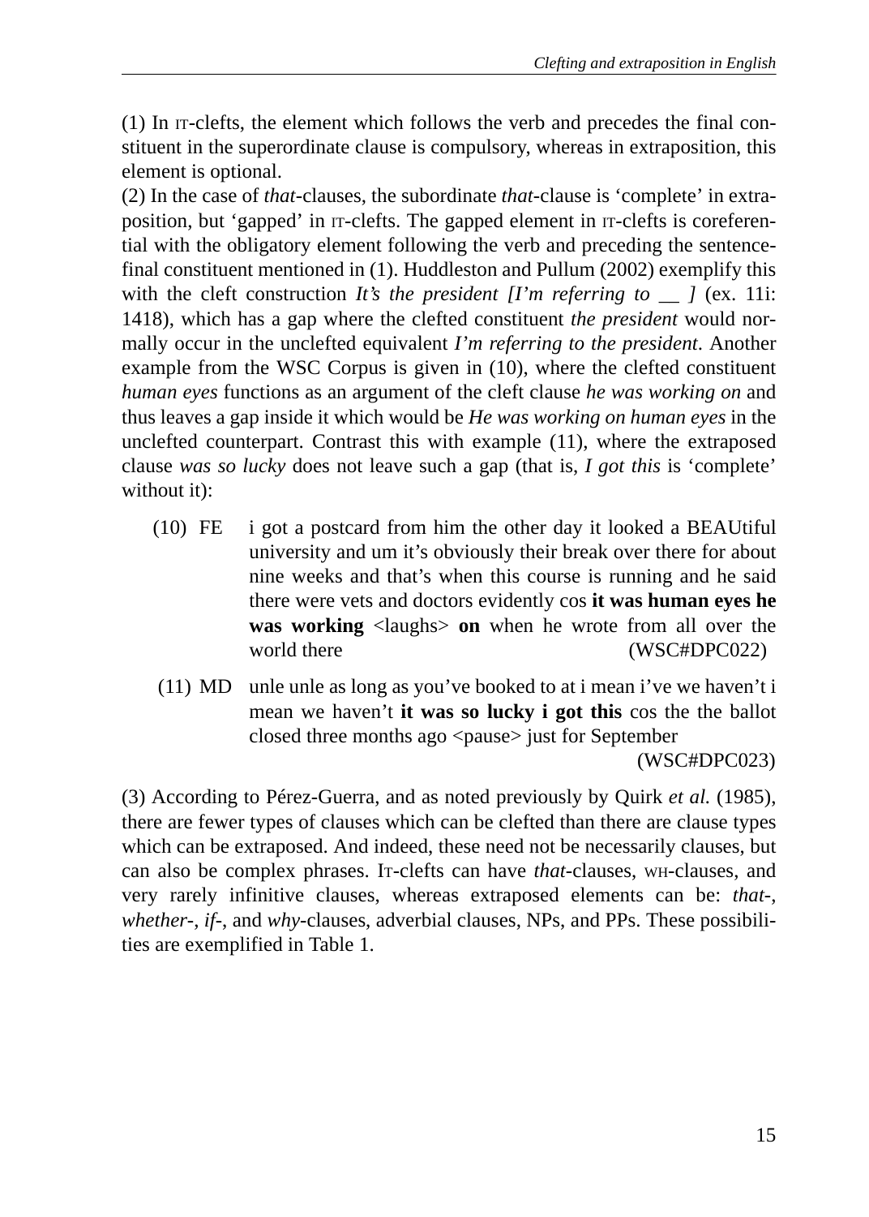(1) In IT-clefts, the element which follows the verb and precedes the final constituent in the superordinate clause is compulsory, whereas in extraposition, this element is optional.

(2) In the case of *that*-clauses, the subordinate *that*-clause is 'complete' in extraposition, but 'gapped' in IT-clefts. The gapped element in IT-clefts is coreferential with the obligatory element following the verb and preceding the sentence-final constituent mentioned in (1). Huddleston and Pullum (2002) exemplify this with the cleft construction *It's the president [I'm referring to __ ]* (ex. 11i: 1418), which has a gap where the clefted constituent *the president* would normally occur in the unclefted equivalent *I'm referring to the president*. Another example from the WSC Corpus is given in (10), where the clefted constituent *human eyes* functions as an argument of the cleft clause *he was working on* and thus leaves a gap inside it which would be *He was working on human eyes* in the unclefted counterpart. Contrast this with example (11), where the extraposed clause *was so lucky* does not leave such a gap (that is, *I got this* is 'complete' without it):

(10) FE i got a postcard from him the other day it looked a BEAUtiful university and um it's obviously their break over there for about nine weeks and that's when this course is running and he said there were vets and doctors evidently cos **it was human eyes he was working** <laughs> **on** when he wrote from all over the world there (WSC#DPC022)

(11) MD unle unle as long as you've booked to at i mean i've we haven't i mean we haven't **it was so lucky i got this** cos the the ballot closed three months ago <pause> just for September (WSC#DPC023)

(3) According to Pérez-Guerra, and as noted previously by Quirk *et al.* (1985), there are fewer types of clauses which can be clefted than there are clause types which can be extraposed. And indeed, these need not be necessarily clauses, but can also be complex phrases. IT-clefts can have *that*-clauses, WH-clauses, and very rarely infinitive clauses, whereas extraposed elements can be: *that*-, *whether*-, *if*-, and *why*-clauses, adverbial clauses, NPs, and PPs. These possibilities are exemplified in Table 1.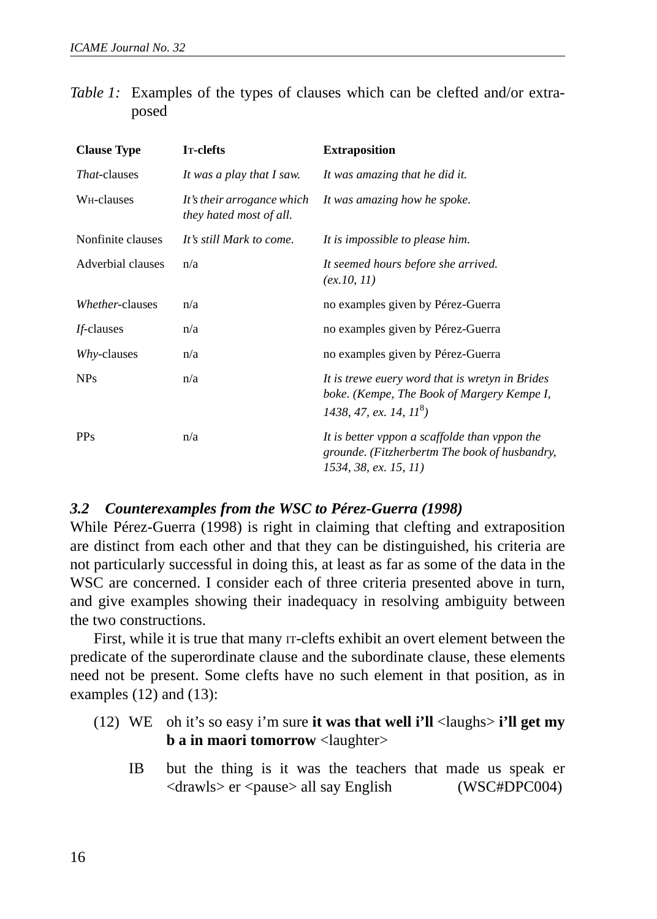*Table 1:* Examples of the types of clauses which can be clefted and/or extraposed

| Clause Type | It-clefts | Extraposition |
|---|---|---|
| *That*-clauses | *It was a play that I saw.* | *It was amazing that he did it.* |
| Wh-clauses | *It's their arrogance which they hated most of all.* | *It was amazing how he spoke.* |
| Nonfinite clauses | *It's still Mark to come.* | *It is impossible to please him.* |
| Adverbial clauses | n/a | *It seemed hours before she arrived. (ex.10, 11)* |
| *Whether*-clauses | n/a | no examples given by Pérez-Guerra |
| *If*-clauses | n/a | no examples given by Pérez-Guerra |
| *Why*-clauses | n/a | no examples given by Pérez-Guerra |
| NPs | n/a | *It is trewe euery word that is wretyn in Brides boke. (Kempe, The Book of Margery Kempe I, 1438, 47, ex. 14, 11*[8]*)* |
| PPs | n/a | *It is better vppon a scaffolde than vppon the grounde. (Fitzherbertm The book of husbandry, 1534, 38, ex. 15, 11)* |

### *3.2 Counterexamples from the WSC to Pérez-Guerra (1998)*

While Pérez-Guerra (1998) is right in claiming that clefting and extraposition are distinct from each other and that they can be distinguished, his criteria are not particularly successful in doing this, at least as far as some of the data in the WSC are concerned. I consider each of three criteria presented above in turn, and give examples showing their inadequacy in resolving ambiguity between the two constructions.

First, while it is true that many IT-clefts exhibit an overt element between the predicate of the superordinate clause and the subordinate clause, these elements need not be present. Some clefts have no such element in that position, as in examples (12) and (13):

(12) WE oh it's so easy i'm sure **it was that well i'll** <laughs> **i'll get my b a in maori tomorrow** <laughter>

IB but the thing is it was the teachers that made us speak er <drawls> er <pause> all say English (WSC#DPC004)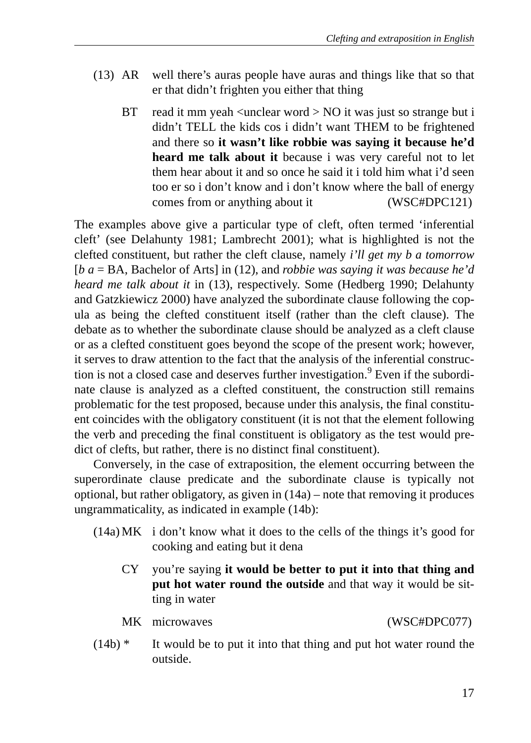(13) AR well there's auras people have auras and things like that so that er that didn't frighten you either that thing

BT read it mm yeah <unclear word > NO it was just so strange but i didn't TELL the kids cos i didn't want THEM to be frightened and there so **it wasn't like robbie was saying it because he'd heard me talk about it** because i was very careful not to let them hear about it and so once he said it i told him what i'd seen too er so i don't know and i don't know where the ball of energy comes from or anything about it (WSC#DPC121)

The examples above give a particular type of cleft, often termed 'inferential cleft' (see Delahunty 1981; Lambrecht 2001); what is highlighted is not the clefted constituent, but rather the cleft clause, namely *i'll get my b a tomorrow* [*b a* = BA, Bachelor of Arts] in (12), and *robbie was saying it was because he'd heard me talk about it* in (13), respectively. Some (Hedberg 1990; Delahunty and Gatzkiewicz 2000) have analyzed the subordinate clause following the copula as being the clefted constituent itself (rather than the cleft clause). The debate as to whether the subordinate clause should be analyzed as a cleft clause or as a clefted constituent goes beyond the scope of the present work; however, it serves to draw attention to the fact that the analysis of the inferential construction is not a closed case and deserves further investigation.[9] Even if the subordinate clause is analyzed as a clefted constituent, the construction still remains problematic for the test proposed, because under this analysis, the final constituent coincides with the obligatory constituent (it is not that the element following the verb and preceding the final constituent is obligatory as the test would predict of clefts, but rather, there is no distinct final constituent).

Conversely, in the case of extraposition, the element occurring between the superordinate clause predicate and the subordinate clause is typically not optional, but rather obligatory, as given in (14a) – note that removing it produces ungrammaticality, as indicated in example (14b):

(14a) MK i don't know what it does to the cells of the things it's good for cooking and eating but it dena

CY you're saying **it would be better to put it into that thing and put hot water round the outside** and that way it would be sitting in water

MK microwaves (WSC#DPC077)

(14b) * It would be to put it into that thing and put hot water round the outside.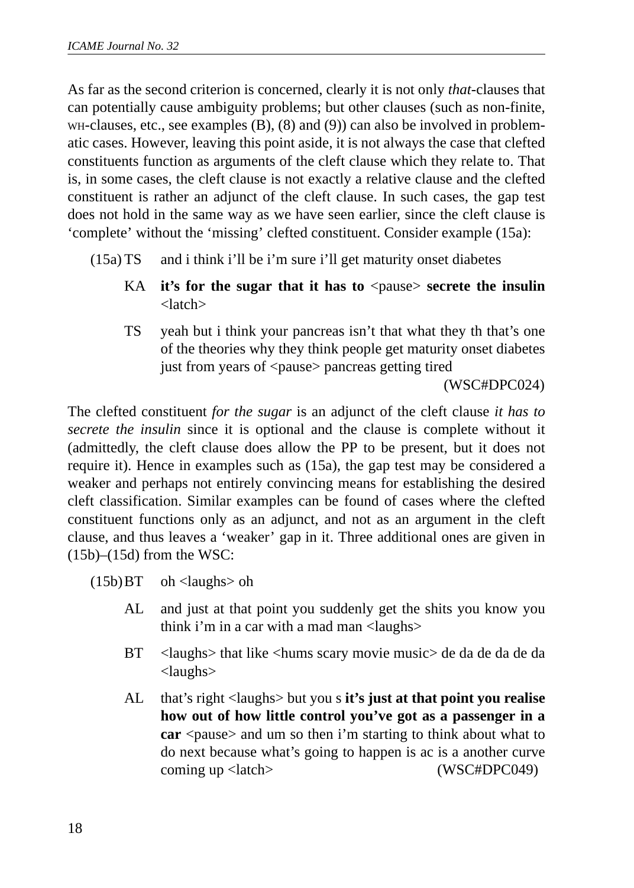As far as the second criterion is concerned, clearly it is not only *that*-clauses that can potentially cause ambiguity problems; but other clauses (such as non-finite, WH-clauses, etc., see examples (B), (8) and (9)) can also be involved in problematic cases. However, leaving this point aside, it is not always the case that clefted constituents function as arguments of the cleft clause which they relate to. That is, in some cases, the cleft clause is not exactly a relative clause and the clefted constituent is rather an adjunct of the cleft clause. In such cases, the gap test does not hold in the same way as we have seen earlier, since the cleft clause is 'complete' without the 'missing' clefted constituent. Consider example (15a):

(15a) TS and i think i'll be i'm sure i'll get maturity onset diabetes

KA **it's for the sugar that it has to** <pause> **secrete the insulin** <latch>

TS yeah but i think your pancreas isn't that what they th that's one of the theories why they think people get maturity onset diabetes just from years of <pause> pancreas getting tired

(WSC#DPC024)

The clefted constituent *for the sugar* is an adjunct of the cleft clause *it has to secrete the insulin* since it is optional and the clause is complete without it (admittedly, the cleft clause does allow the PP to be present, but it does not require it). Hence in examples such as (15a), the gap test may be considered a weaker and perhaps not entirely convincing means for establishing the desired cleft classification. Similar examples can be found of cases where the clefted constituent functions only as an adjunct, and not as an argument in the cleft clause, and thus leaves a 'weaker' gap in it. Three additional ones are given in (15b)–(15d) from the WSC:

(15b) BT oh <laughs> oh

AL and just at that point you suddenly get the shits you know you think i'm in a car with a mad man <laughs>

BT <laughs> that like <hums scary movie music> de da de da de da <laughs>

AL that's right <laughs> but you s **it's just at that point you realise how out of how little control you've got as a passenger in a car** <pause> and um so then i'm starting to think about what to do next because what's going to happen is ac is a another curve coming up <latch> (WSC#DPC049)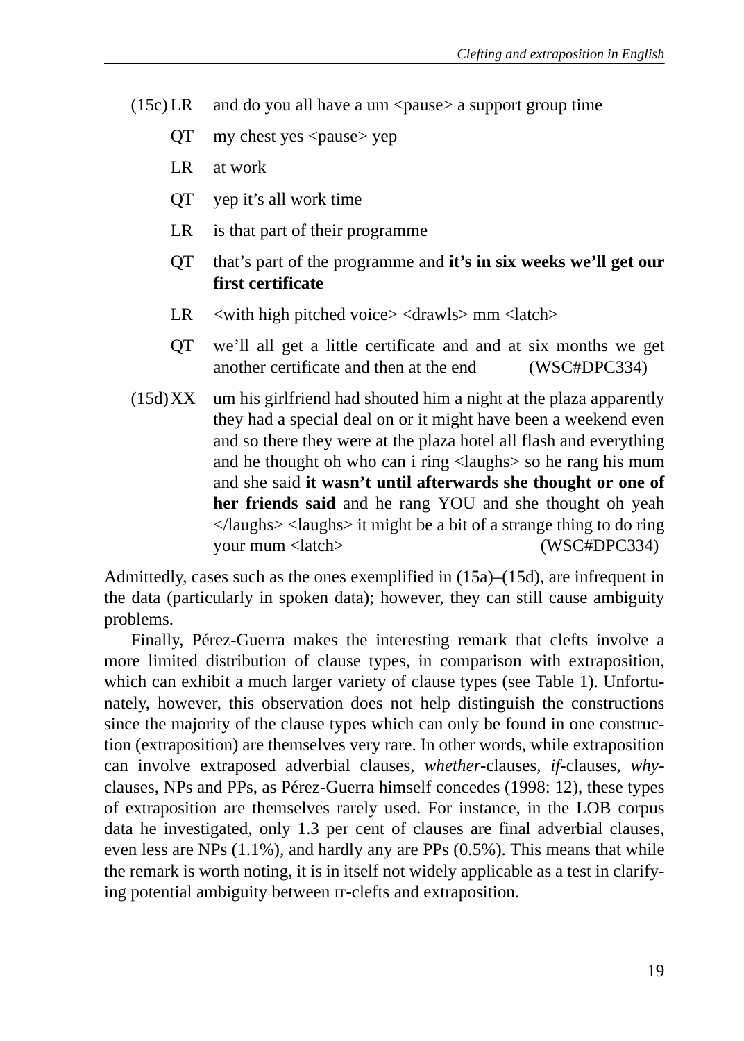(15c) LR and do you all have a um <pause> a support group time

QT my chest yes <pause> yep

LR at work

QT yep it's all work time

LR is that part of their programme

QT that's part of the programme and **it's in six weeks we'll get our first certificate**

LR <with high pitched voice> <drawls> mm <latch>

QT we'll all get a little certificate and and at six months we get another certificate and then at the end (WSC#DPC334)

(15d) XX um his girlfriend had shouted him a night at the plaza apparently they had a special deal on or it might have been a weekend even and so there they were at the plaza hotel all flash and everything and he thought oh who can i ring <laughs> so he rang his mum and she said **it wasn't until afterwards she thought or one of her friends said** and he rang YOU and she thought oh yeah </laughs> <laughs> it might be a bit of a strange thing to do ring your mum <latch> (WSC#DPC334)

Admittedly, cases such as the ones exemplified in (15a)–(15d), are infrequent in the data (particularly in spoken data); however, they can still cause ambiguity problems.

Finally, Pérez-Guerra makes the interesting remark that clefts involve a more limited distribution of clause types, in comparison with extraposition, which can exhibit a much larger variety of clause types (see Table 1). Unfortunately, however, this observation does not help distinguish the constructions since the majority of the clause types which can only be found in one construction (extraposition) are themselves very rare. In other words, while extraposition can involve extraposed adverbial clauses, *whether*-clauses, *if*-clauses, *why*-clauses, NPs and PPs, as Pérez-Guerra himself concedes (1998: 12), these types of extraposition are themselves rarely used. For instance, in the LOB corpus data he investigated, only 1.3 per cent of clauses are final adverbial clauses, even less are NPs (1.1%), and hardly any are PPs (0.5%). This means that while the remark is worth noting, it is in itself not widely applicable as a test in clarifying potential ambiguity between IT-clefts and extraposition.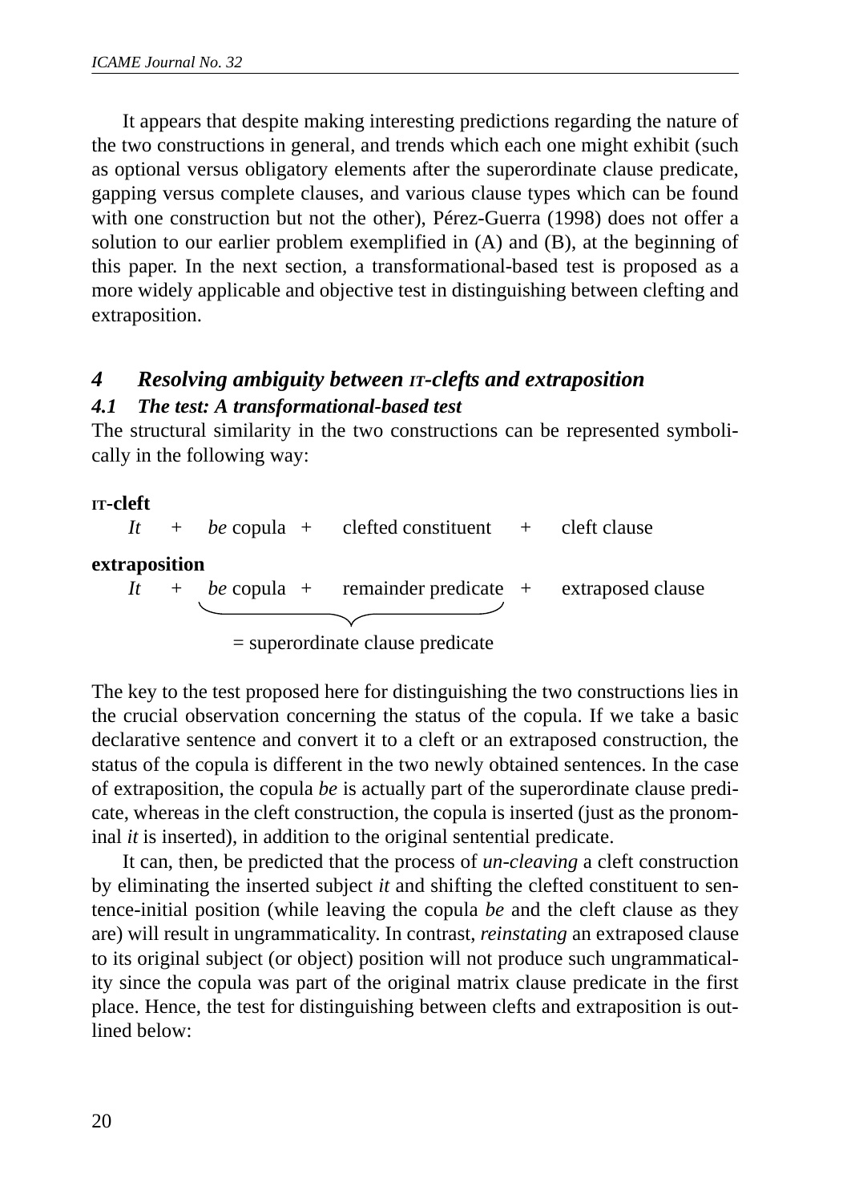It appears that despite making interesting predictions regarding the nature of the two constructions in general, and trends which each one might exhibit (such as optional versus obligatory elements after the superordinate clause predicate, gapping versus complete clauses, and various clause types which can be found with one construction but not the other), Pérez-Guerra (1998) does not offer a solution to our earlier problem exemplified in (A) and (B), at the beginning of this paper. In the next section, a transformational-based test is proposed as a more widely applicable and objective test in distinguishing between clefting and extraposition.

## *4 Resolving ambiguity between IT-clefts and extraposition*

### *4.1 The test: A transformational-based test*

The structural similarity in the two constructions can be represented symbolically in the following way:

**IT-cleft**

*It* + *be* copula + clefted constituent + cleft clause

**extraposition**

*It* + *be* copula + remainder predicate + extraposed clause

(*be* copula + remainder predicate) = superordinate clause predicate

The key to the test proposed here for distinguishing the two constructions lies in the crucial observation concerning the status of the copula. If we take a basic declarative sentence and convert it to a cleft or an extraposed construction, the status of the copula is different in the two newly obtained sentences. In the case of extraposition, the copula *be* is actually part of the superordinate clause predicate, whereas in the cleft construction, the copula is inserted (just as the pronominal *it* is inserted), in addition to the original sentential predicate.

It can, then, be predicted that the process of *un-cleaving* a cleft construction by eliminating the inserted subject *it* and shifting the clefted constituent to sentence-initial position (while leaving the copula *be* and the cleft clause as they are) will result in ungrammaticality. In contrast, *reinstating* an extraposed clause to its original subject (or object) position will not produce such ungrammaticality since the copula was part of the original matrix clause predicate in the first place. Hence, the test for distinguishing between clefts and extraposition is outlined below: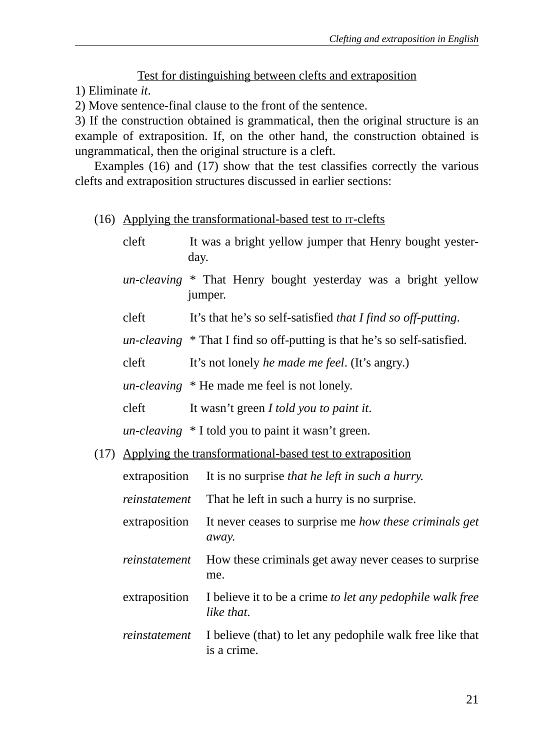<u>Test for distinguishing between clefts and extraposition</u>

1) Eliminate *it*.
2) Move sentence-final clause to the front of the sentence.
3) If the construction obtained is grammatical, then the original structure is an example of extraposition. If, on the other hand, the construction obtained is ungrammatical, then the original structure is a cleft.

Examples (16) and (17) show that the test classifies correctly the various clefts and extraposition structures discussed in earlier sections:

(16) <u>Applying the transformational-based test to IT-clefts</u>

| | |
|---|---|
| cleft | It was a bright yellow jumper that Henry bought yesterday. |
| *un-cleaving* | * That Henry bought yesterday was a bright yellow jumper. |
| cleft | It's that he's so self-satisfied *that I find so off-putting*. |
| *un-cleaving* | * That I find so off-putting is that he's so self-satisfied. |
| cleft | It's not lonely *he made me feel*. (It's angry.) |
| *un-cleaving* | * He made me feel is not lonely. |
| cleft | It wasn't green *I told you to paint it*. |
| *un-cleaving* | * I told you to paint it wasn't green. |

(17) <u>Applying the transformational-based test to extraposition</u>

| | |
|---|---|
| extraposition | It is no surprise *that he left in such a hurry.* |
| *reinstatement* | That he left in such a hurry is no surprise. |
| extraposition | It never ceases to surprise me *how these criminals get away.* |
| *reinstatement* | How these criminals get away never ceases to surprise me. |
| extraposition | I believe it to be a crime *to let any pedophile walk free like that.* |
| *reinstatement* | I believe (that) to let any pedophile walk free like that is a crime. |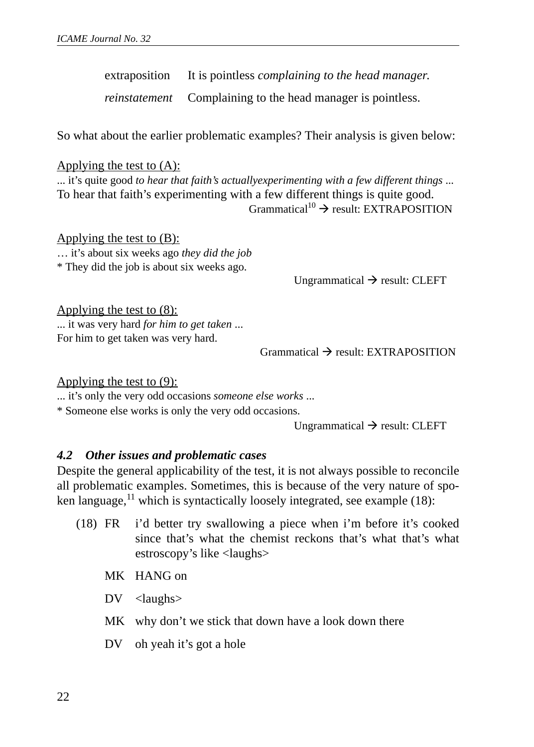| | |
|---|---|
| extraposition | It is pointless *complaining to the head manager.* |
| *reinstatement* | Complaining to the head manager is pointless. |

So what about the earlier problematic examples? Their analysis is given below:

Applying the test to (A):
... it's quite good *to hear that faith's actuallyexperimenting with a few different things* ...
To hear that faith's experimenting with a few different things is quite good.
Grammatical[10] → result: EXTRAPOSITION

Applying the test to (B):
… it's about six weeks ago *they did the job*
* They did the job is about six weeks ago.
Ungrammatical → result: CLEFT

Applying the test to (8):
... it was very hard *for him to get taken* ...
For him to get taken was very hard.
Grammatical → result: EXTRAPOSITION

Applying the test to (9):
... it's only the very odd occasions *someone else works* ...
* Someone else works is only the very odd occasions.
Ungrammatical → result: CLEFT

### *4.2 Other issues and problematic cases*

Despite the general applicability of the test, it is not always possible to reconcile all problematic examples. Sometimes, this is because of the very nature of spoken language,[11] which is syntactically loosely integrated, see example (18):

(18) FR i'd better try swallowing a piece when i'm before it's cooked since that's what the chemist reckons that's what that's what estroscopy's like <laughs>

MK HANG on

DV <laughs>

MK why don't we stick that down have a look down there

DV oh yeah it's got a hole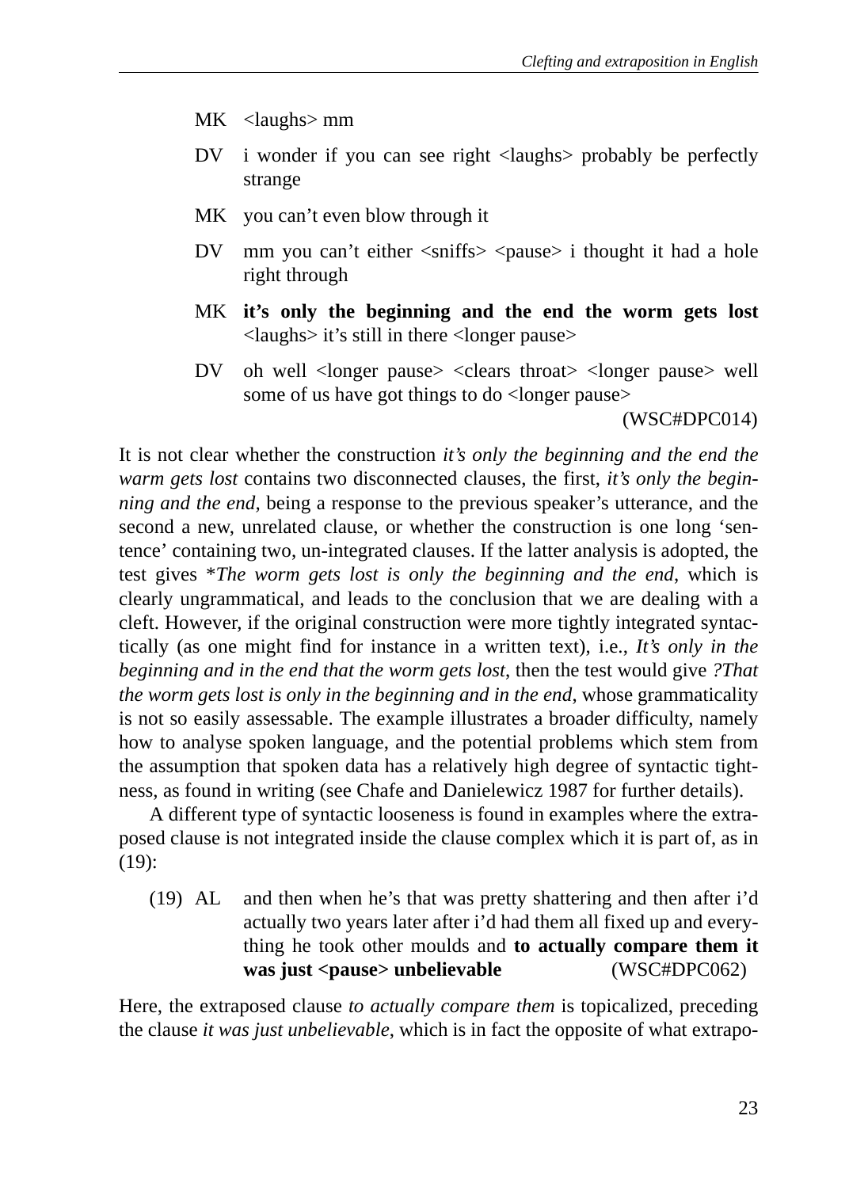MK &lt;laughs&gt; mm

DV i wonder if you can see right &lt;laughs&gt; probably be perfectly strange

MK you can't even blow through it

DV mm you can't either &lt;sniffs&gt; &lt;pause&gt; i thought it had a hole right through

MK **it's only the beginning and the end the worm gets lost** &lt;laughs&gt; it's still in there &lt;longer pause&gt;

DV oh well &lt;longer pause&gt; &lt;clears throat&gt; &lt;longer pause&gt; well some of us have got things to do &lt;longer pause&gt;

(WSC#DPC014)

It is not clear whether the construction *it's only the beginning and the end the warm gets lost* contains two disconnected clauses, the first, *it's only the beginning and the end*, being a response to the previous speaker's utterance, and the second a new, unrelated clause, or whether the construction is one long 'sentence' containing two, un-integrated clauses. If the latter analysis is adopted, the test gives *\*The worm gets lost is only the beginning and the end*, which is clearly ungrammatical, and leads to the conclusion that we are dealing with a cleft. However, if the original construction were more tightly integrated syntactically (as one might find for instance in a written text), i.e., *It's only in the beginning and in the end that the worm gets lost*, then the test would give *?That the worm gets lost is only in the beginning and in the end*, whose grammaticality is not so easily assessable. The example illustrates a broader difficulty, namely how to analyse spoken language, and the potential problems which stem from the assumption that spoken data has a relatively high degree of syntactic tightness, as found in writing (see Chafe and Danielewicz 1987 for further details).

A different type of syntactic looseness is found in examples where the extraposed clause is not integrated inside the clause complex which it is part of, as in (19):

(19) AL and then when he's that was pretty shattering and then after i'd actually two years later after i'd had them all fixed up and everything he took other moulds and **to actually compare them it was just &lt;pause&gt; unbelievable** (WSC#DPC062)

Here, the extraposed clause *to actually compare them* is topicalized, preceding the clause *it was just unbelievable*, which is in fact the opposite of what extrapo-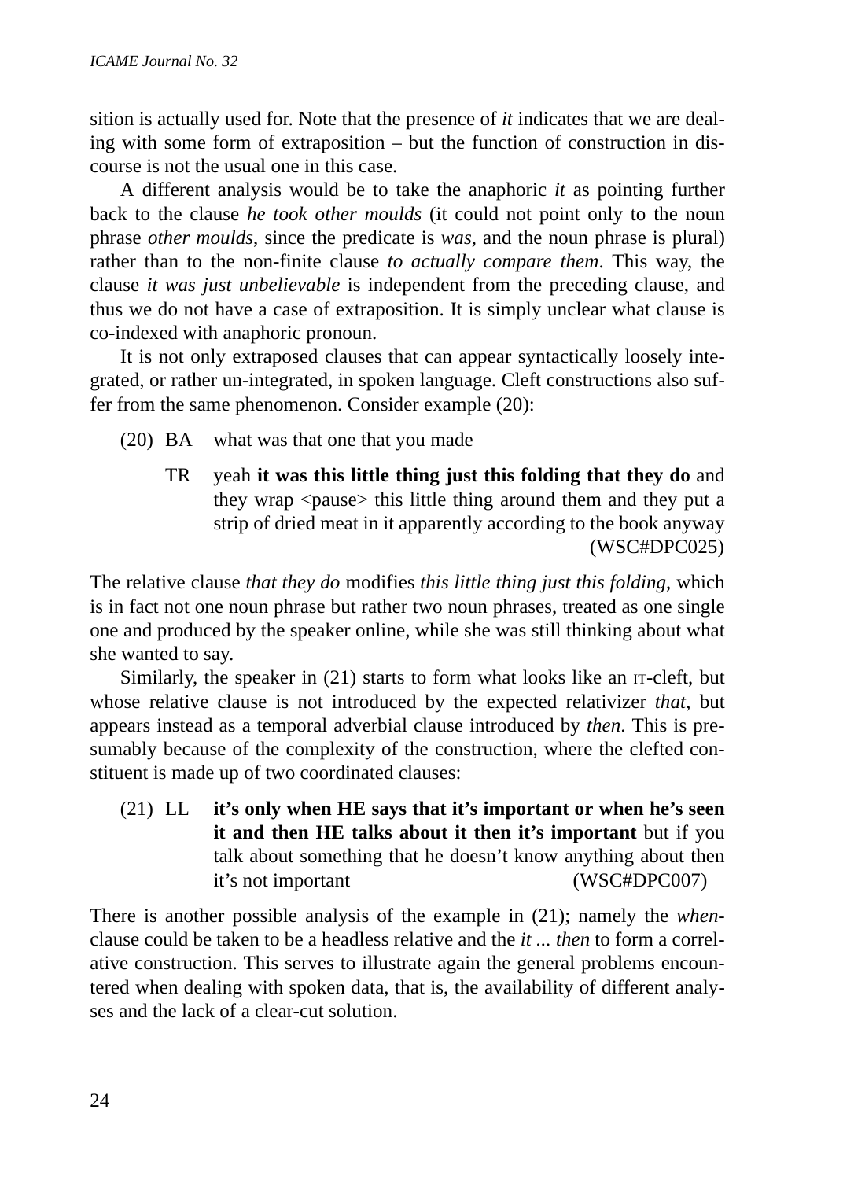sition is actually used for. Note that the presence of *it* indicates that we are dealing with some form of extraposition – but the function of construction in discourse is not the usual one in this case.

A different analysis would be to take the anaphoric *it* as pointing further back to the clause *he took other moulds* (it could not point only to the noun phrase *other moulds*, since the predicate is *was*, and the noun phrase is plural) rather than to the non-finite clause *to actually compare them*. This way, the clause *it was just unbelievable* is independent from the preceding clause, and thus we do not have a case of extraposition. It is simply unclear what clause is co-indexed with anaphoric pronoun.

It is not only extraposed clauses that can appear syntactically loosely integrated, or rather un-integrated, in spoken language. Cleft constructions also suffer from the same phenomenon. Consider example (20):

(20) BA what was that one that you made

TR yeah **it was this little thing just this folding that they do** and they wrap <pause> this little thing around them and they put a strip of dried meat in it apparently according to the book anyway (WSC#DPC025)

The relative clause *that they do* modifies *this little thing just this folding*, which is in fact not one noun phrase but rather two noun phrases, treated as one single one and produced by the speaker online, while she was still thinking about what she wanted to say.

Similarly, the speaker in (21) starts to form what looks like an IT-cleft, but whose relative clause is not introduced by the expected relativizer *that*, but appears instead as a temporal adverbial clause introduced by *then*. This is presumably because of the complexity of the construction, where the clefted constituent is made up of two coordinated clauses:

(21) LL **it's only when HE says that it's important or when he's seen it and then HE talks about it then it's important** but if you talk about something that he doesn't know anything about then it's not important (WSC#DPC007)

There is another possible analysis of the example in (21); namely the *when*-clause could be taken to be a headless relative and the *it ... then* to form a correlative construction. This serves to illustrate again the general problems encountered when dealing with spoken data, that is, the availability of different analyses and the lack of a clear-cut solution.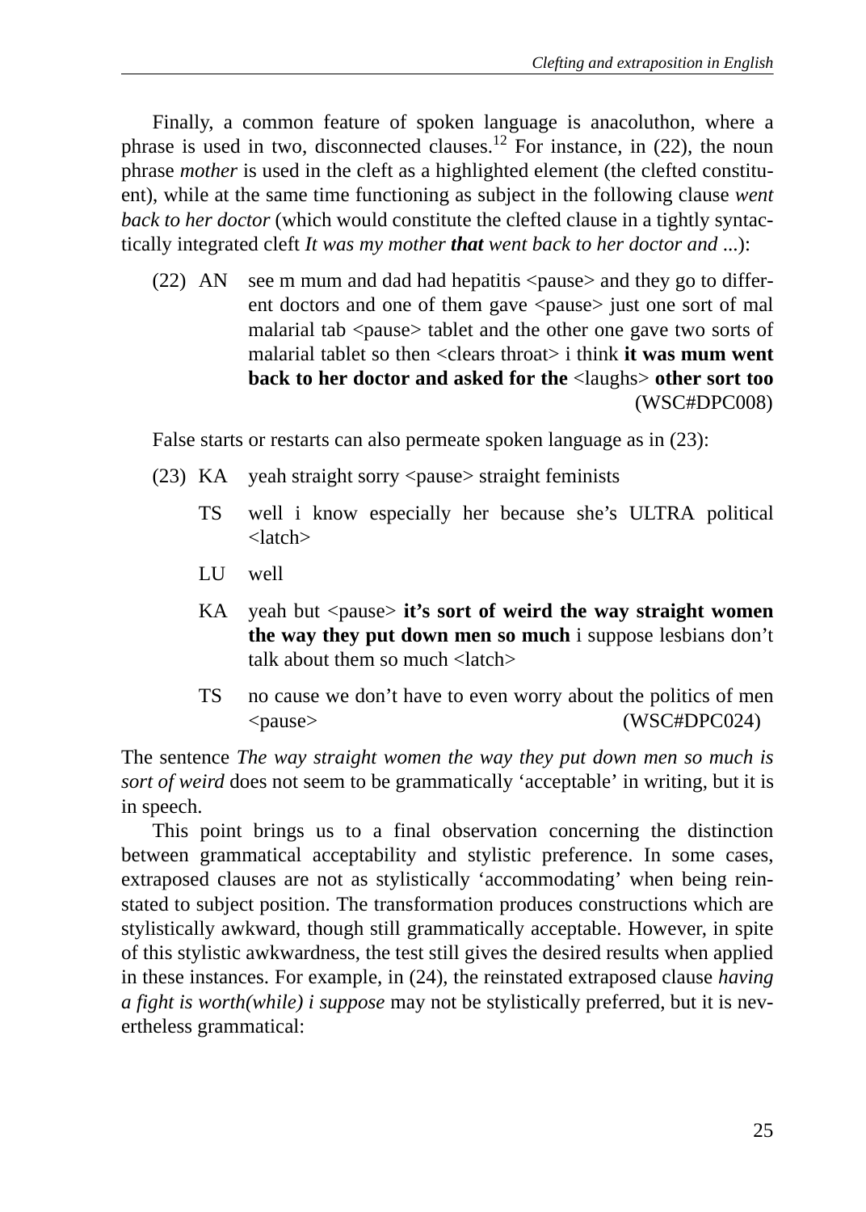Finally, a common feature of spoken language is anacoluthon, where a phrase is used in two, disconnected clauses.[12] For instance, in (22), the noun phrase *mother* is used in the cleft as a highlighted element (the clefted constituent), while at the same time functioning as subject in the following clause *went back to her doctor* (which would constitute the clefted clause in a tightly syntactically integrated cleft *It was my mother **that** went back to her doctor and* ...):

(22) AN see m mum and dad had hepatitis <pause> and they go to different doctors and one of them gave <pause> just one sort of mal malarial tab <pause> tablet and the other one gave two sorts of malarial tablet so then <clears throat> i think **it was mum went back to her doctor and asked for the** <laughs> **other sort too** (WSC#DPC008)

False starts or restarts can also permeate spoken language as in (23):

(23) KA yeah straight sorry <pause> straight feminists

TS well i know especially her because she's ULTRA political <latch>

LU well

KA yeah but <pause> **it's sort of weird the way straight women the way they put down men so much** i suppose lesbians don't talk about them so much <latch>

TS no cause we don't have to even worry about the politics of men <pause> (WSC#DPC024)

The sentence *The way straight women the way they put down men so much is sort of weird* does not seem to be grammatically 'acceptable' in writing, but it is in speech.

This point brings us to a final observation concerning the distinction between grammatical acceptability and stylistic preference. In some cases, extraposed clauses are not as stylistically 'accommodating' when being reinstated to subject position. The transformation produces constructions which are stylistically awkward, though still grammatically acceptable. However, in spite of this stylistic awkwardness, the test still gives the desired results when applied in these instances. For example, in (24), the reinstated extraposed clause *having a fight is worth(while) i suppose* may not be stylistically preferred, but it is nevertheless grammatical: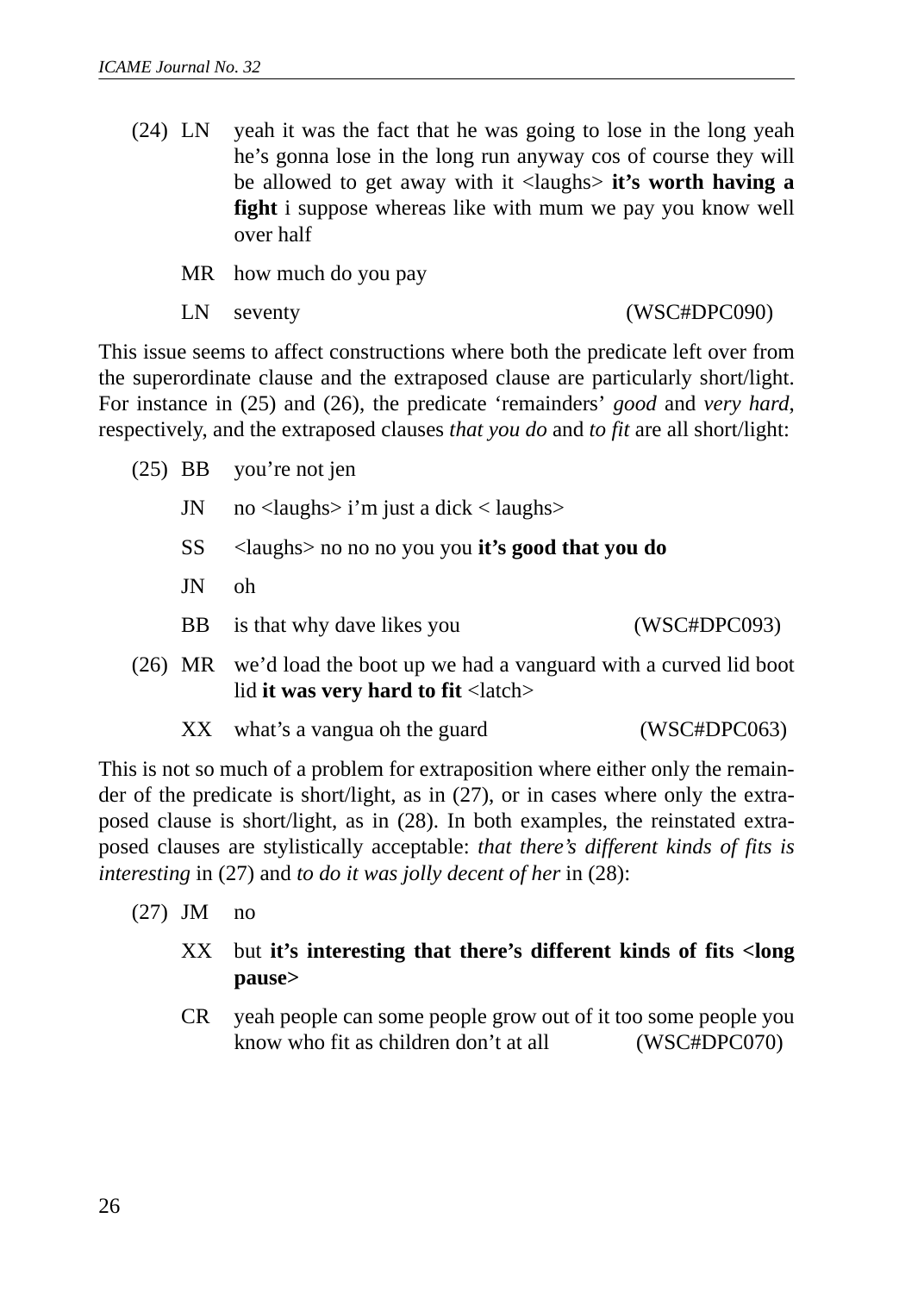(24) LN yeah it was the fact that he was going to lose in the long yeah he's gonna lose in the long run anyway cos of course they will be allowed to get away with it <laughs> **it's worth having a fight** i suppose whereas like with mum we pay you know well over half

MR how much do you pay

LN seventy (WSC#DPC090)

This issue seems to affect constructions where both the predicate left over from the superordinate clause and the extraposed clause are particularly short/light. For instance in (25) and (26), the predicate 'remainders' *good* and *very hard*, respectively, and the extraposed clauses *that you do* and *to fit* are all short/light:

(25) BB you're not jen

JN no <laughs> i'm just a dick < laughs>

SS <laughs> no no no you you **it's good that you do**

JN oh

BB is that why dave likes you (WSC#DPC093)

(26) MR we'd load the boot up we had a vanguard with a curved lid boot lid **it was very hard to fit** <latch>

XX what's a vangua oh the guard (WSC#DPC063)

This is not so much of a problem for extraposition where either only the remainder of the predicate is short/light, as in (27), or in cases where only the extraposed clause is short/light, as in (28). In both examples, the reinstated extraposed clauses are stylistically acceptable: *that there's different kinds of fits is interesting* in (27) and *to do it was jolly decent of her* in (28):

(27) JM no

XX but **it's interesting that there's different kinds of fits <long pause>**

CR yeah people can some people grow out of it too some people you know who fit as children don't at all (WSC#DPC070)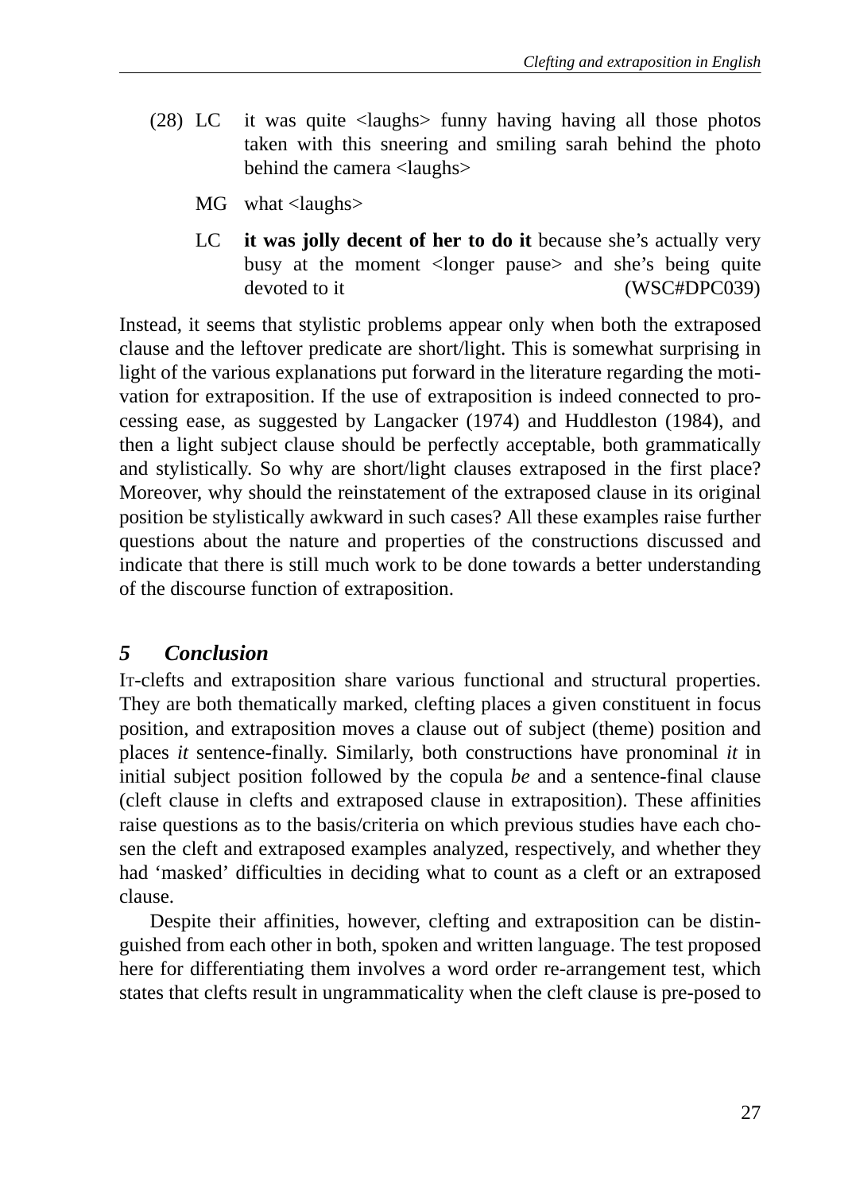(28) LC  it was quite <laughs> funny having having all those photos taken with this sneering and smiling sarah behind the photo behind the camera <laughs>

MG  what <laughs>

LC  **it was jolly decent of her to do it** because she's actually very busy at the moment <longer pause> and she's being quite devoted to it (WSC#DPC039)

Instead, it seems that stylistic problems appear only when both the extraposed clause and the leftover predicate are short/light. This is somewhat surprising in light of the various explanations put forward in the literature regarding the motivation for extraposition. If the use of extraposition is indeed connected to processing ease, as suggested by Langacker (1974) and Huddleston (1984), and then a light subject clause should be perfectly acceptable, both grammatically and stylistically. So why are short/light clauses extraposed in the first place? Moreover, why should the reinstatement of the extraposed clause in its original position be stylistically awkward in such cases? All these examples raise further questions about the nature and properties of the constructions discussed and indicate that there is still much work to be done towards a better understanding of the discourse function of extraposition.

## *5 Conclusion*

IT-clefts and extraposition share various functional and structural properties. They are both thematically marked, clefting places a given constituent in focus position, and extraposition moves a clause out of subject (theme) position and places *it* sentence-finally. Similarly, both constructions have pronominal *it* in initial subject position followed by the copula *be* and a sentence-final clause (cleft clause in clefts and extraposed clause in extraposition). These affinities raise questions as to the basis/criteria on which previous studies have each chosen the cleft and extraposed examples analyzed, respectively, and whether they had 'masked' difficulties in deciding what to count as a cleft or an extraposed clause.

Despite their affinities, however, clefting and extraposition can be distinguished from each other in both, spoken and written language. The test proposed here for differentiating them involves a word order re-arrangement test, which states that clefts result in ungrammaticality when the cleft clause is pre-posed to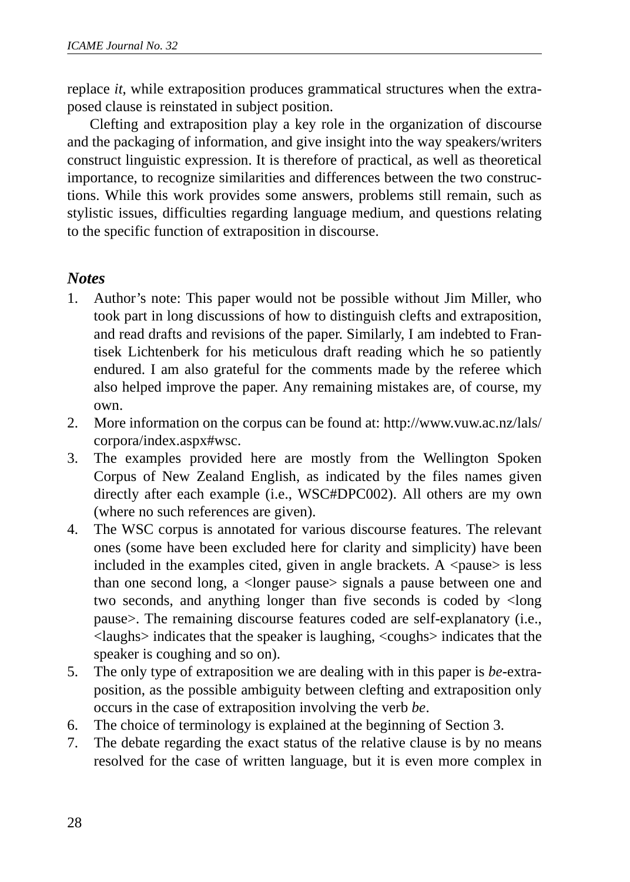replace *it*, while extraposition produces grammatical structures when the extraposed clause is reinstated in subject position.

Clefting and extraposition play a key role in the organization of discourse and the packaging of information, and give insight into the way speakers/writers construct linguistic expression. It is therefore of practical, as well as theoretical importance, to recognize similarities and differences between the two constructions. While this work provides some answers, problems still remain, such as stylistic issues, difficulties regarding language medium, and questions relating to the specific function of extraposition in discourse.

## *Notes*

1. Author's note: This paper would not be possible without Jim Miller, who took part in long discussions of how to distinguish clefts and extraposition, and read drafts and revisions of the paper. Similarly, I am indebted to Frantisek Lichtenberk for his meticulous draft reading which he so patiently endured. I am also grateful for the comments made by the referee which also helped improve the paper. Any remaining mistakes are, of course, my own.
2. More information on the corpus can be found at: http://www.vuw.ac.nz/lals/corpora/index.aspx#wsc.
3. The examples provided here are mostly from the Wellington Spoken Corpus of New Zealand English, as indicated by the files names given directly after each example (i.e., WSC#DPC002). All others are my own (where no such references are given).
4. The WSC corpus is annotated for various discourse features. The relevant ones (some have been excluded here for clarity and simplicity) have been included in the examples cited, given in angle brackets. A <pause> is less than one second long, a <longer pause> signals a pause between one and two seconds, and anything longer than five seconds is coded by <long pause>. The remaining discourse features coded are self-explanatory (i.e., <laughs> indicates that the speaker is laughing, <coughs> indicates that the speaker is coughing and so on).
5. The only type of extraposition we are dealing with in this paper is *be*-extraposition, as the possible ambiguity between clefting and extraposition only occurs in the case of extraposition involving the verb *be*.
6. The choice of terminology is explained at the beginning of Section 3.
7. The debate regarding the exact status of the relative clause is by no means resolved for the case of written language, but it is even more complex in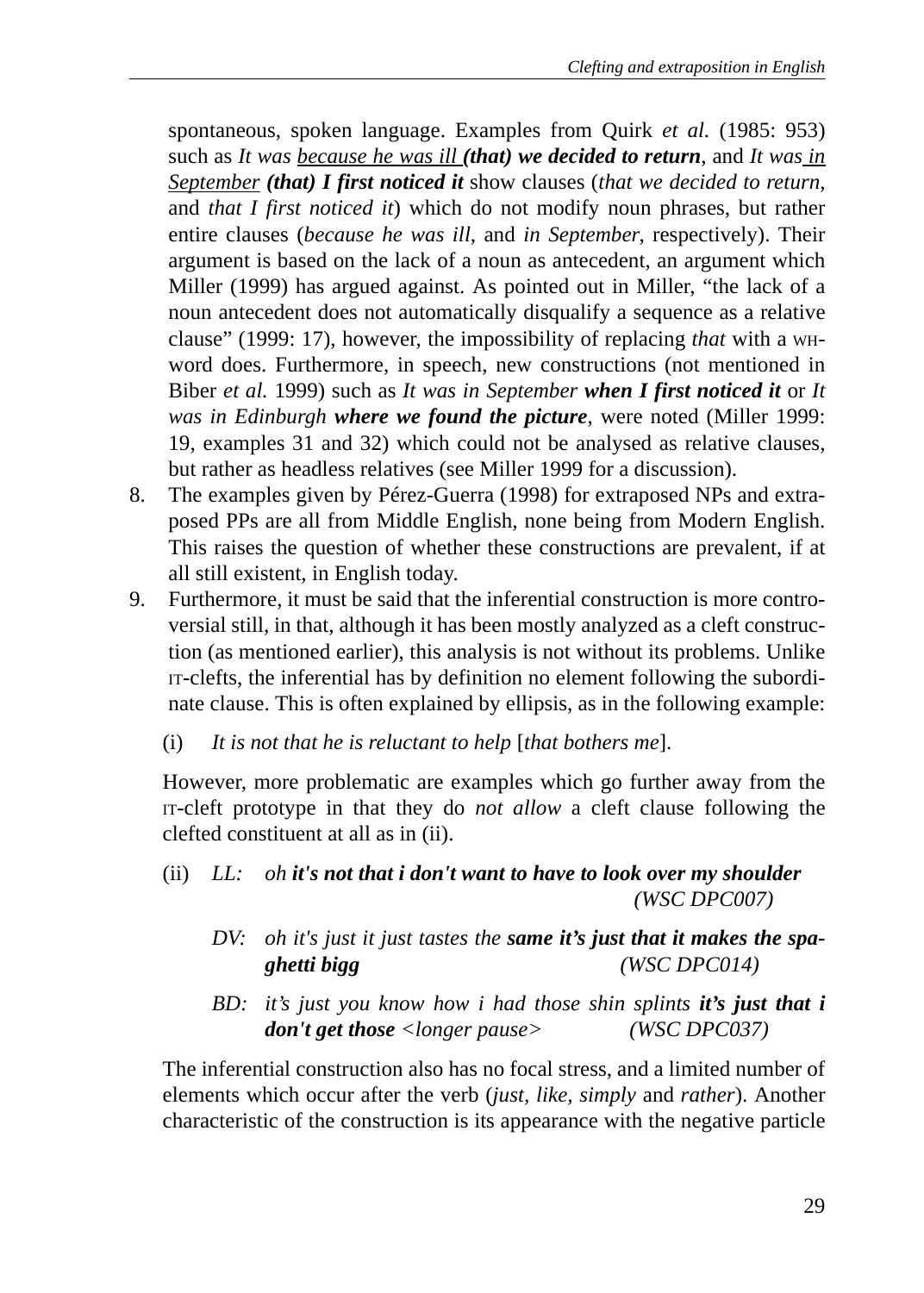spontaneous, spoken language. Examples from Quirk *et al.* (1985: 953) such as *It was because he was ill* ***(that) we decided to return***, and *It was in September* ***(that) I first noticed it*** show clauses (*that we decided to return*, and *that I first noticed it*) which do not modify noun phrases, but rather entire clauses (*because he was ill*, and *in September*, respectively). Their argument is based on the lack of a noun as antecedent, an argument which Miller (1999) has argued against. As pointed out in Miller, "the lack of a noun antecedent does not automatically disqualify a sequence as a relative clause" (1999: 17), however, the impossibility of replacing *that* with a WH-word does. Furthermore, in speech, new constructions (not mentioned in Biber *et al.* 1999) such as *It was in September* ***when I first noticed it*** or *It was in Edinburgh* ***where we found the picture***, were noted (Miller 1999: 19, examples 31 and 32) which could not be analysed as relative clauses, but rather as headless relatives (see Miller 1999 for a discussion).

8. The examples given by Pérez-Guerra (1998) for extraposed NPs and extraposed PPs are all from Middle English, none being from Modern English. This raises the question of whether these constructions are prevalent, if at all still existent, in English today.
9. Furthermore, it must be said that the inferential construction is more controversial still, in that, although it has been mostly analyzed as a cleft construction (as mentioned earlier), this analysis is not without its problems. Unlike IT-clefts, the inferential has by definition no element following the subordinate clause. This is often explained by ellipsis, as in the following example:

   (i) *It is not that he is reluctant to help* [*that bothers me*].

   However, more problematic are examples which go further away from the IT-cleft prototype in that they do *not allow* a cleft clause following the clefted constituent at all as in (ii).

   (ii) *LL:* *oh* ***it's not that i don't want to have to look over my shoulder*** *(WSC DPC007)*

   *DV:* *oh it's just it just tastes the* ***same it's just that it makes the spaghetti bigg*** *(WSC DPC014)*

   *BD:* *it's just you know how i had those shin splints* ***it's just that i don't get those*** *<longer pause>* *(WSC DPC037)*

   The inferential construction also has no focal stress, and a limited number of elements which occur after the verb (*just, like, simply* and *rather*). Another characteristic of the construction is its appearance with the negative particle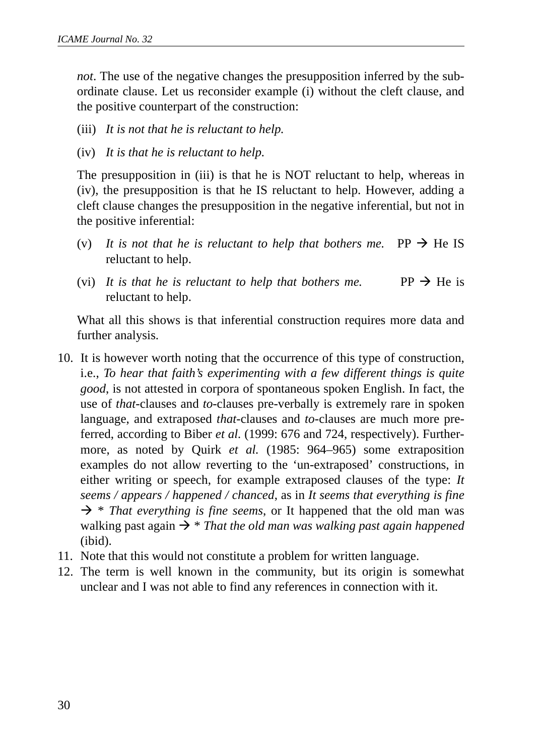*not*. The use of the negative changes the presupposition inferred by the subordinate clause. Let us reconsider example (i) without the cleft clause, and the positive counterpart of the construction:

(iii) *It is not that he is reluctant to help.*

(iv) *It is that he is reluctant to help.*

The presupposition in (iii) is that he is NOT reluctant to help, whereas in (iv), the presupposition is that he IS reluctant to help. However, adding a cleft clause changes the presupposition in the negative inferential, but not in the positive inferential:

(v) *It is not that he is reluctant to help that bothers me.* PP → He IS reluctant to help.

(vi) *It is that he is reluctant to help that bothers me.* PP → He is reluctant to help.

What all this shows is that inferential construction requires more data and further analysis.

10. It is however worth noting that the occurrence of this type of construction, i.e., *To hear that faith's experimenting with a few different things is quite good*, is not attested in corpora of spontaneous spoken English. In fact, the use of *that*-clauses and *to*-clauses pre-verbally is extremely rare in spoken language, and extraposed *that*-clauses and *to*-clauses are much more preferred, according to Biber *et al*. (1999: 676 and 724, respectively). Furthermore, as noted by Quirk *et al.* (1985: 964–965) some extraposition examples do not allow reverting to the 'un-extraposed' constructions, in either writing or speech, for example extraposed clauses of the type: *It seems / appears / happened / chanced*, as in *It seems that everything is fine* → * *That everything is fine seems*, or It happened that the old man was walking past again → * *That the old man was walking past again happened* (ibid).
11. Note that this would not constitute a problem for written language.
12. The term is well known in the community, but its origin is somewhat unclear and I was not able to find any references in connection with it.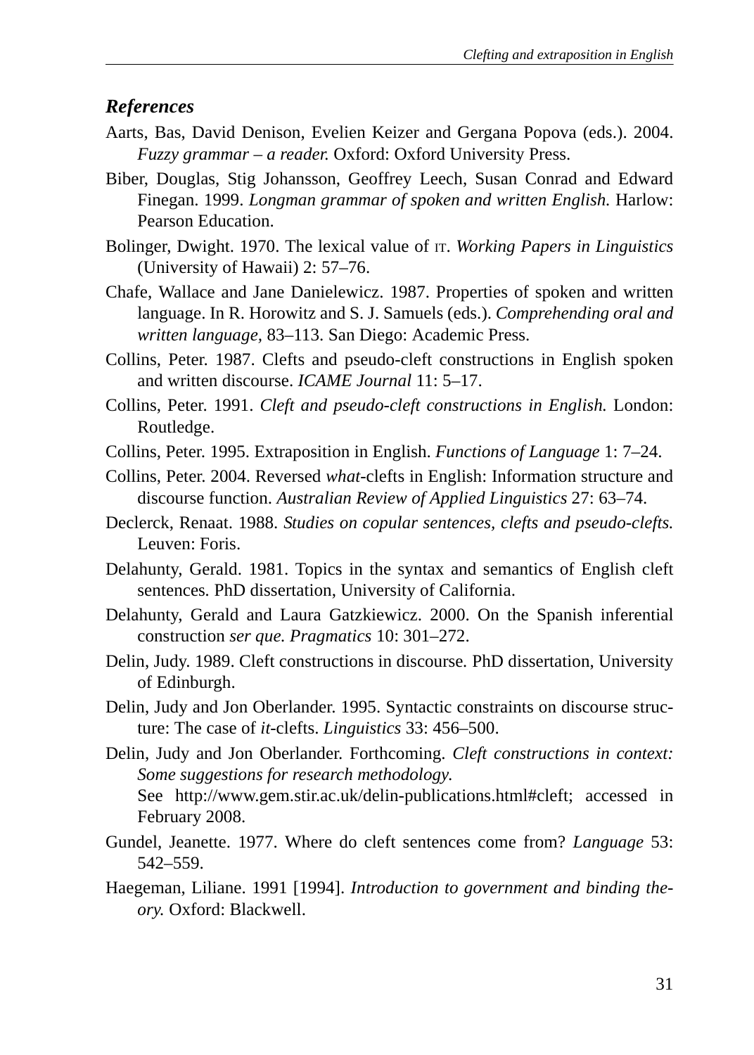### *References*

Aarts, Bas, David Denison, Evelien Keizer and Gergana Popova (eds.). 2004. *Fuzzy grammar – a reader.* Oxford: Oxford University Press.

Biber, Douglas, Stig Johansson, Geoffrey Leech, Susan Conrad and Edward Finegan. 1999. *Longman grammar of spoken and written English.* Harlow: Pearson Education.

Bolinger, Dwight. 1970. The lexical value of IT. *Working Papers in Linguistics* (University of Hawaii) 2: 57–76.

Chafe, Wallace and Jane Danielewicz. 1987. Properties of spoken and written language. In R. Horowitz and S. J. Samuels (eds.). *Comprehending oral and written language,* 83–113. San Diego: Academic Press.

Collins, Peter. 1987. Clefts and pseudo-cleft constructions in English spoken and written discourse. *ICAME Journal* 11: 5–17.

Collins, Peter. 1991. *Cleft and pseudo-cleft constructions in English.* London: Routledge.

Collins, Peter. 1995. Extraposition in English. *Functions of Language* 1: 7–24.

Collins, Peter. 2004. Reversed *what*-clefts in English: Information structure and discourse function. *Australian Review of Applied Linguistics* 27: 63–74.

Declerck, Renaat. 1988. *Studies on copular sentences, clefts and pseudo-clefts.* Leuven: Foris.

Delahunty, Gerald. 1981. Topics in the syntax and semantics of English cleft sentences. PhD dissertation, University of California.

Delahunty, Gerald and Laura Gatzkiewicz. 2000. On the Spanish inferential construction *ser que. Pragmatics* 10: 301–272.

Delin, Judy. 1989. Cleft constructions in discourse. PhD dissertation, University of Edinburgh.

Delin, Judy and Jon Oberlander. 1995. Syntactic constraints on discourse structure: The case of *it*-clefts. *Linguistics* 33: 456–500.

Delin, Judy and Jon Oberlander. Forthcoming. *Cleft constructions in context: Some suggestions for research methodology.* See http://www.gem.stir.ac.uk/delin-publications.html#cleft; accessed in February 2008.

Gundel, Jeanette. 1977. Where do cleft sentences come from? *Language* 53: 542–559.

Haegeman, Liliane. 1991 [1994]. *Introduction to government and binding theory.* Oxford: Blackwell.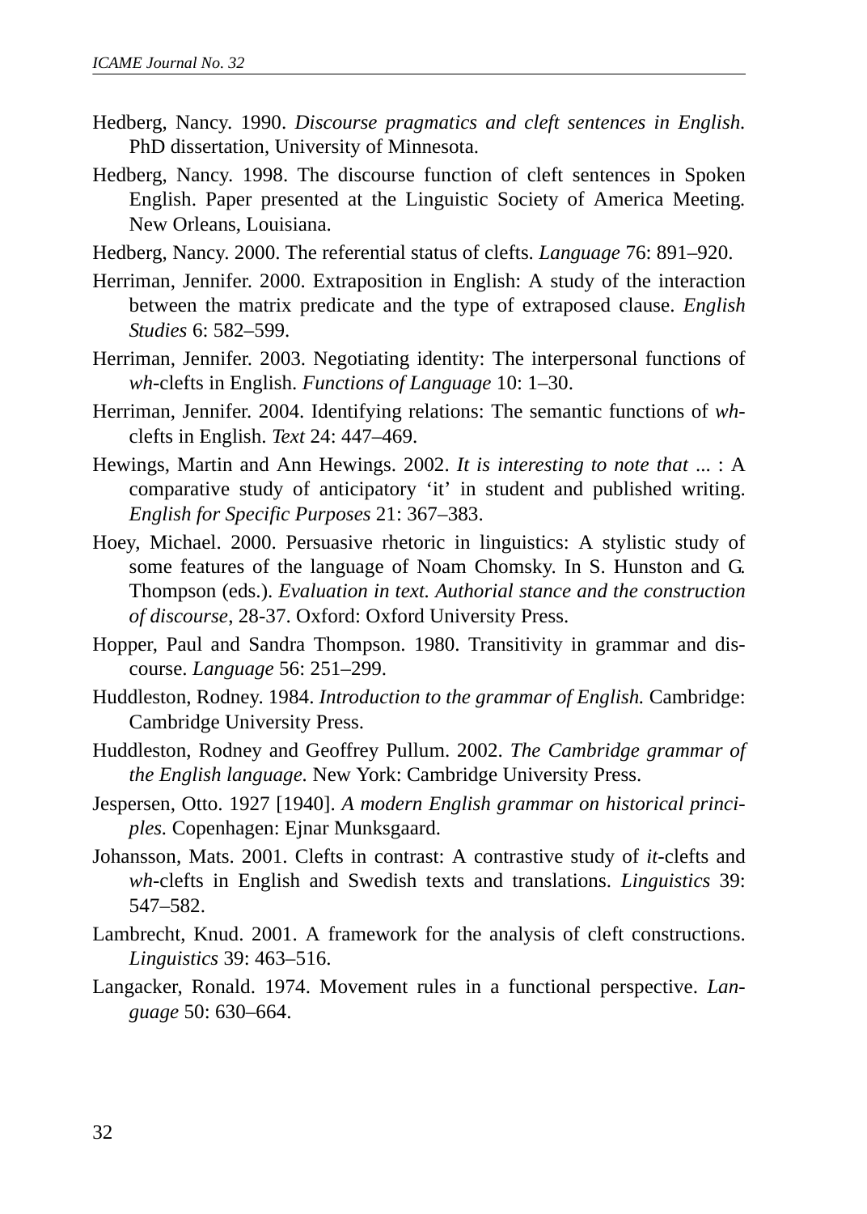Hedberg, Nancy. 1990. *Discourse pragmatics and cleft sentences in English.* PhD dissertation, University of Minnesota.

Hedberg, Nancy. 1998. The discourse function of cleft sentences in Spoken English. Paper presented at the Linguistic Society of America Meeting. New Orleans, Louisiana.

Hedberg, Nancy. 2000. The referential status of clefts. *Language* 76: 891–920.

Herriman, Jennifer. 2000. Extraposition in English: A study of the interaction between the matrix predicate and the type of extraposed clause. *English Studies* 6: 582–599.

Herriman, Jennifer. 2003. Negotiating identity: The interpersonal functions of *wh*-clefts in English. *Functions of Language* 10: 1–30.

Herriman, Jennifer. 2004. Identifying relations: The semantic functions of *wh*-clefts in English. *Text* 24: 447–469.

Hewings, Martin and Ann Hewings. 2002. *It is interesting to note that ...* : A comparative study of anticipatory 'it' in student and published writing. *English for Specific Purposes* 21: 367–383.

Hoey, Michael. 2000. Persuasive rhetoric in linguistics: A stylistic study of some features of the language of Noam Chomsky. In S. Hunston and G. Thompson (eds.). *Evaluation in text. Authorial stance and the construction of discourse*, 28-37. Oxford: Oxford University Press.

Hopper, Paul and Sandra Thompson. 1980. Transitivity in grammar and discourse. *Language* 56: 251–299.

Huddleston, Rodney. 1984. *Introduction to the grammar of English.* Cambridge: Cambridge University Press.

Huddleston, Rodney and Geoffrey Pullum. 2002. *The Cambridge grammar of the English language.* New York: Cambridge University Press.

Jespersen, Otto. 1927 [1940]. *A modern English grammar on historical principles.* Copenhagen: Ejnar Munksgaard.

Johansson, Mats. 2001. Clefts in contrast: A contrastive study of *it*-clefts and *wh*-clefts in English and Swedish texts and translations. *Linguistics* 39: 547–582.

Lambrecht, Knud. 2001. A framework for the analysis of cleft constructions. *Linguistics* 39: 463–516.

Langacker, Ronald. 1974. Movement rules in a functional perspective. *Language* 50: 630–664.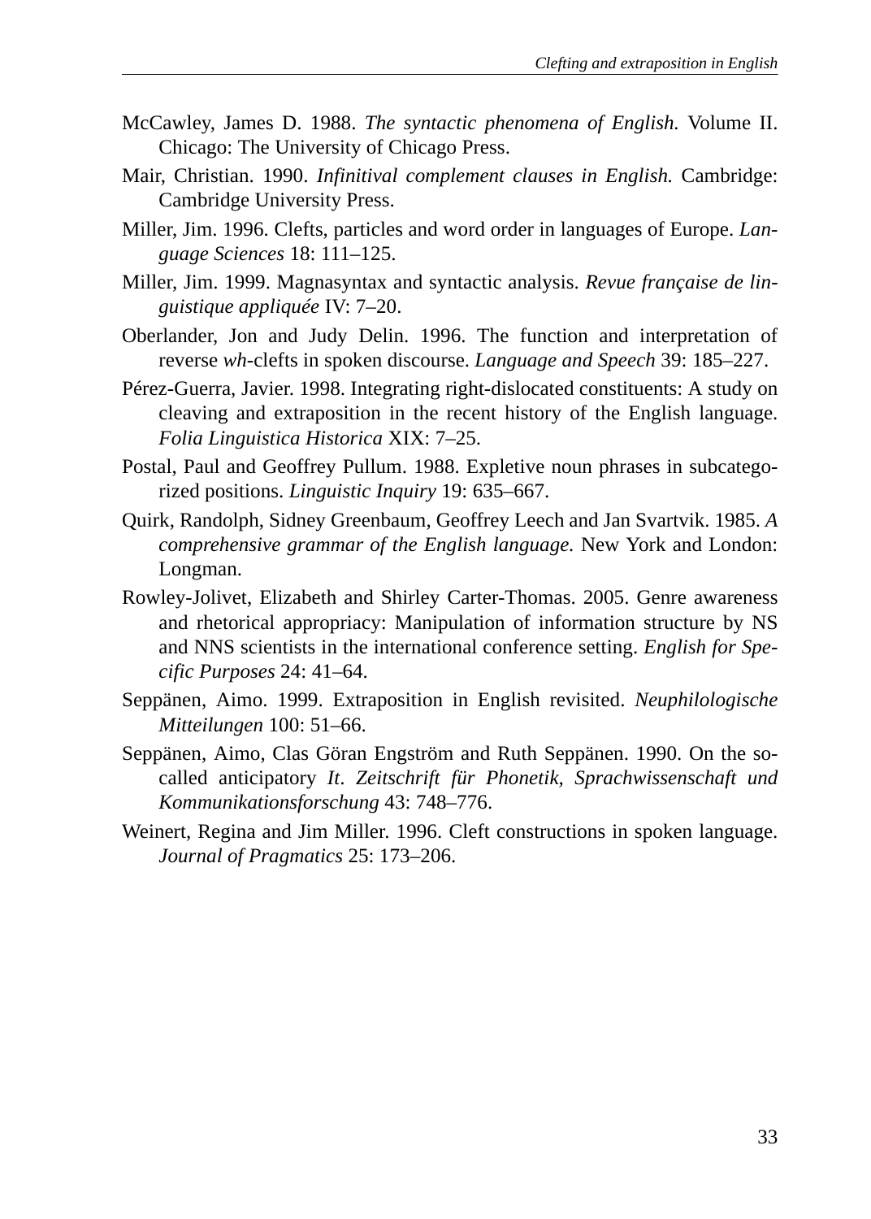McCawley, James D. 1988. *The syntactic phenomena of English.* Volume II. Chicago: The University of Chicago Press.

Mair, Christian. 1990. *Infinitival complement clauses in English.* Cambridge: Cambridge University Press.

Miller, Jim. 1996. Clefts, particles and word order in languages of Europe. *Language Sciences* 18: 111–125.

Miller, Jim. 1999. Magnasyntax and syntactic analysis. *Revue française de linguistique appliquée* IV: 7–20.

Oberlander, Jon and Judy Delin. 1996. The function and interpretation of reverse *wh*-clefts in spoken discourse. *Language and Speech* 39: 185–227.

Pérez-Guerra, Javier. 1998. Integrating right-dislocated constituents: A study on cleaving and extraposition in the recent history of the English language. *Folia Linguistica Historica* XIX: 7–25.

Postal, Paul and Geoffrey Pullum. 1988. Expletive noun phrases in subcategorized positions. *Linguistic Inquiry* 19: 635–667.

Quirk, Randolph, Sidney Greenbaum, Geoffrey Leech and Jan Svartvik. 1985. *A comprehensive grammar of the English language.* New York and London: Longman.

Rowley-Jolivet, Elizabeth and Shirley Carter-Thomas. 2005. Genre awareness and rhetorical appropriacy: Manipulation of information structure by NS and NNS scientists in the international conference setting. *English for Specific Purposes* 24: 41–64.

Seppänen, Aimo. 1999. Extraposition in English revisited. *Neuphilologische Mitteilungen* 100: 51–66.

Seppänen, Aimo, Clas Göran Engström and Ruth Seppänen. 1990. On the so-called anticipatory *It*. *Zeitschrift für Phonetik, Sprachwissenschaft und Kommunikationsforschung* 43: 748–776.

Weinert, Regina and Jim Miller. 1996. Cleft constructions in spoken language. *Journal of Pragmatics* 25: 173–206.